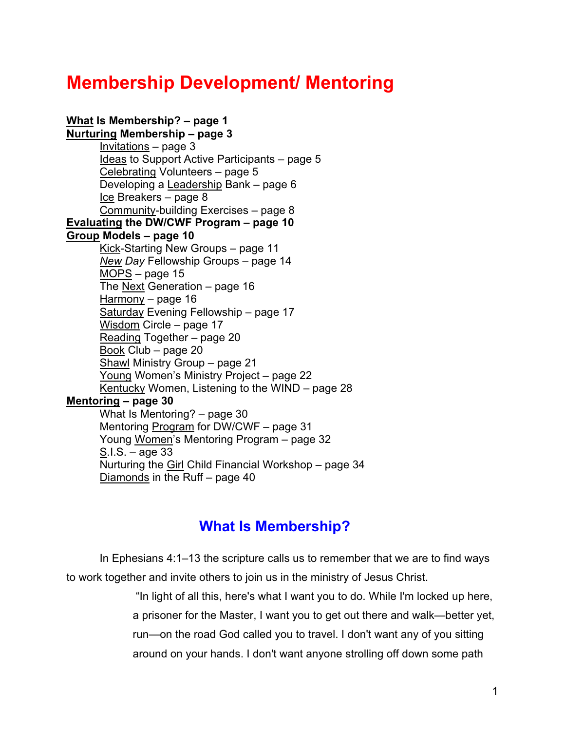# Membership Development/ Mentoring

**What Is Membership? – page 1**
**Nurturing Membership – page 3**
- Invitations – page 3
- Ideas to Support Active Participants – page 5
- Celebrating Volunteers – page 5
- Developing a Leadership Bank – page 6
- Ice Breakers – page 8
- Community-building Exercises – page 8

**Evaluating the DW/CWF Program – page 10**
**Group Models – page 10**
- Kick-Starting New Groups – page 11
- *New Day* Fellowship Groups – page 14
- MOPS – page 15
- The Next Generation – page 16
- Harmony – page 16
- Saturday Evening Fellowship – page 17
- Wisdom Circle – page 17
- Reading Together – page 20
- Book Club – page 20
- Shawl Ministry Group – page 21
- Young Women's Ministry Project – page 22
- Kentucky Women, Listening to the WIND – page 28

**Mentoring – page 30**
- What Is Mentoring? – page 30
- Mentoring Program for DW/CWF – page 31
- Young Women's Mentoring Program – page 32
- S.I.S. – age 33
- Nurturing the Girl Child Financial Workshop – page 34
- Diamonds in the Ruff – page 40

## What Is Membership?

In Ephesians 4:1–13 the scripture calls us to remember that we are to find ways to work together and invite others to join us in the ministry of Jesus Christ.

> "In light of all this, here's what I want you to do. While I'm locked up here, a prisoner for the Master, I want you to get out there and walk—better yet, run—on the road God called you to travel. I don't want any of you sitting around on your hands. I don't want anyone strolling off down some path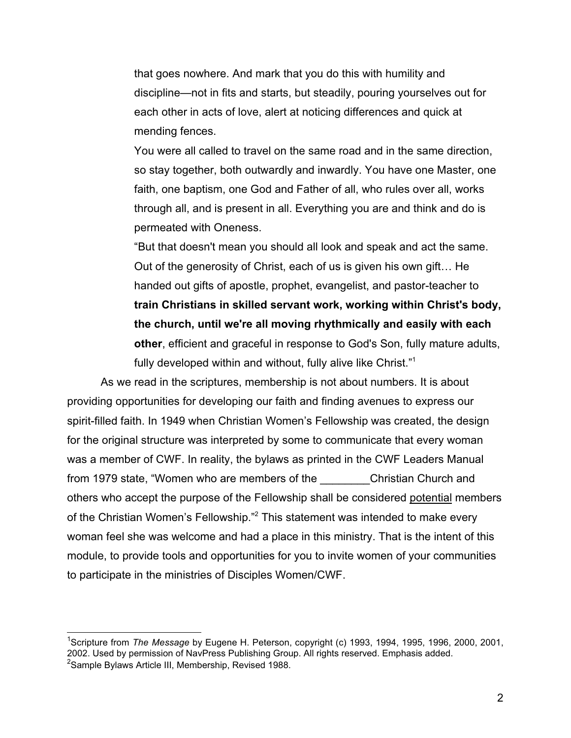> that goes nowhere. And mark that you do this with humility and discipline—not in fits and starts, but steadily, pouring yourselves out for each other in acts of love, alert at noticing differences and quick at mending fences.
>
> You were all called to travel on the same road and in the same direction, so stay together, both outwardly and inwardly. You have one Master, one faith, one baptism, one God and Father of all, who rules over all, works through all, and is present in all. Everything you are and think and do is permeated with Oneness.
>
> "But that doesn't mean you should all look and speak and act the same. Out of the generosity of Christ, each of us is given his own gift… He handed out gifts of apostle, prophet, evangelist, and pastor-teacher to **train Christians in skilled servant work, working within Christ's body, the church, until we're all moving rhythmically and easily with each other**, efficient and graceful in response to God's Son, fully mature adults, fully developed within and without, fully alive like Christ."[1]

As we read in the scriptures, membership is not about numbers. It is about providing opportunities for developing our faith and finding avenues to express our spirit-filled faith. In 1949 when Christian Women's Fellowship was created, the design for the original structure was interpreted by some to communicate that every woman was a member of CWF. In reality, the bylaws as printed in the CWF Leaders Manual from 1979 state, "Women who are members of the ________Christian Church and others who accept the purpose of the Fellowship shall be considered <u>potential</u> members of the Christian Women's Fellowship."[2] This statement was intended to make every woman feel she was welcome and had a place in this ministry. That is the intent of this module, to provide tools and opportunities for you to invite women of your communities to participate in the ministries of Disciples Women/CWF.

---

[1] Scripture from *The Message* by Eugene H. Peterson, copyright (c) 1993, 1994, 1995, 1996, 2000, 2001, 2002. Used by permission of NavPress Publishing Group. All rights reserved. Emphasis added.

[2] Sample Bylaws Article III, Membership, Revised 1988.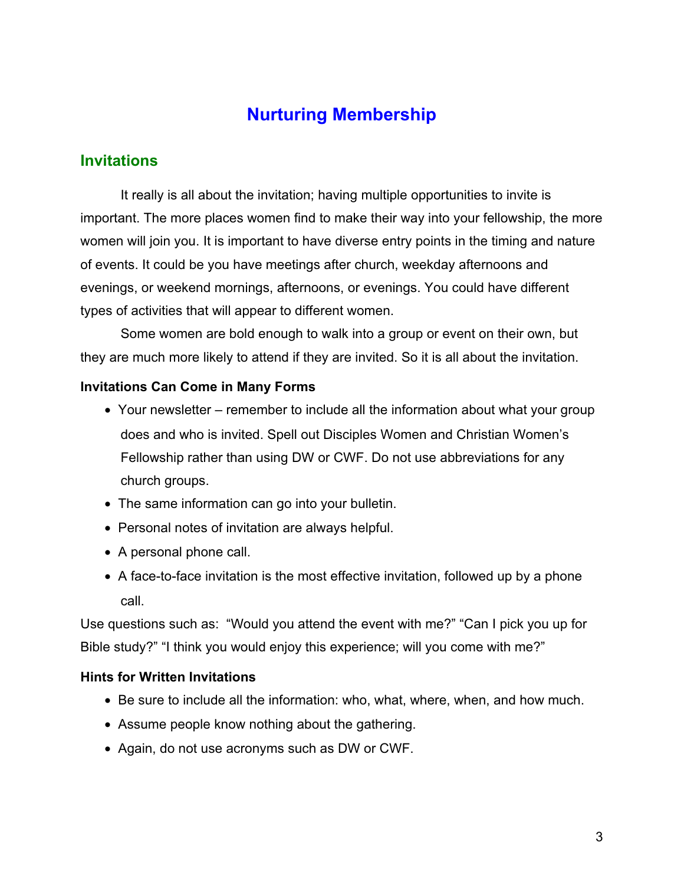# Nurturing Membership

## Invitations

It really is all about the invitation; having multiple opportunities to invite is important. The more places women find to make their way into your fellowship, the more women will join you. It is important to have diverse entry points in the timing and nature of events. It could be you have meetings after church, weekday afternoons and evenings, or weekend mornings, afternoons, or evenings. You could have different types of activities that will appear to different women.

Some women are bold enough to walk into a group or event on their own, but they are much more likely to attend if they are invited. So it is all about the invitation.

### Invitations Can Come in Many Forms

- Your newsletter – remember to include all the information about what your group does and who is invited. Spell out Disciples Women and Christian Women's Fellowship rather than using DW or CWF. Do not use abbreviations for any church groups.
- The same information can go into your bulletin.
- Personal notes of invitation are always helpful.
- A personal phone call.
- A face-to-face invitation is the most effective invitation, followed up by a phone call.

Use questions such as: "Would you attend the event with me?" "Can I pick you up for Bible study?" "I think you would enjoy this experience; will you come with me?"

### Hints for Written Invitations

- Be sure to include all the information: who, what, where, when, and how much.
- Assume people know nothing about the gathering.
- Again, do not use acronyms such as DW or CWF.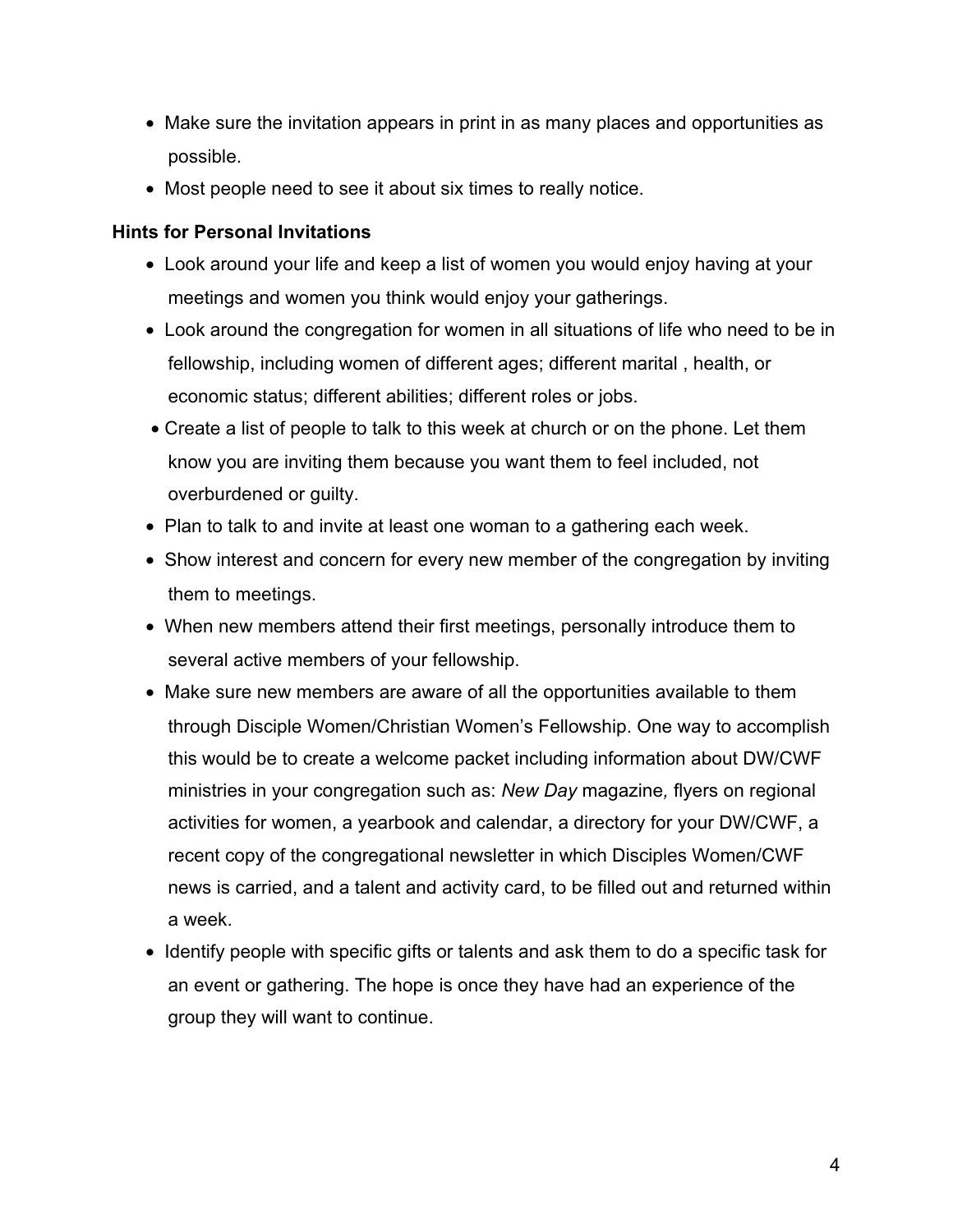- Make sure the invitation appears in print in as many places and opportunities as possible.
- Most people need to see it about six times to really notice.

**Hints for Personal Invitations**

- Look around your life and keep a list of women you would enjoy having at your meetings and women you think would enjoy your gatherings.
- Look around the congregation for women in all situations of life who need to be in fellowship, including women of different ages; different marital , health, or economic status; different abilities; different roles or jobs.
- Create a list of people to talk to this week at church or on the phone. Let them know you are inviting them because you want them to feel included, not overburdened or guilty.
- Plan to talk to and invite at least one woman to a gathering each week.
- Show interest and concern for every new member of the congregation by inviting them to meetings.
- When new members attend their first meetings, personally introduce them to several active members of your fellowship.
- Make sure new members are aware of all the opportunities available to them through Disciple Women/Christian Women's Fellowship. One way to accomplish this would be to create a welcome packet including information about DW/CWF ministries in your congregation such as: *New Day* magazine*,* flyers on regional activities for women, a yearbook and calendar, a directory for your DW/CWF, a recent copy of the congregational newsletter in which Disciples Women/CWF news is carried, and a talent and activity card, to be filled out and returned within a week.
- Identify people with specific gifts or talents and ask them to do a specific task for an event or gathering. The hope is once they have had an experience of the group they will want to continue.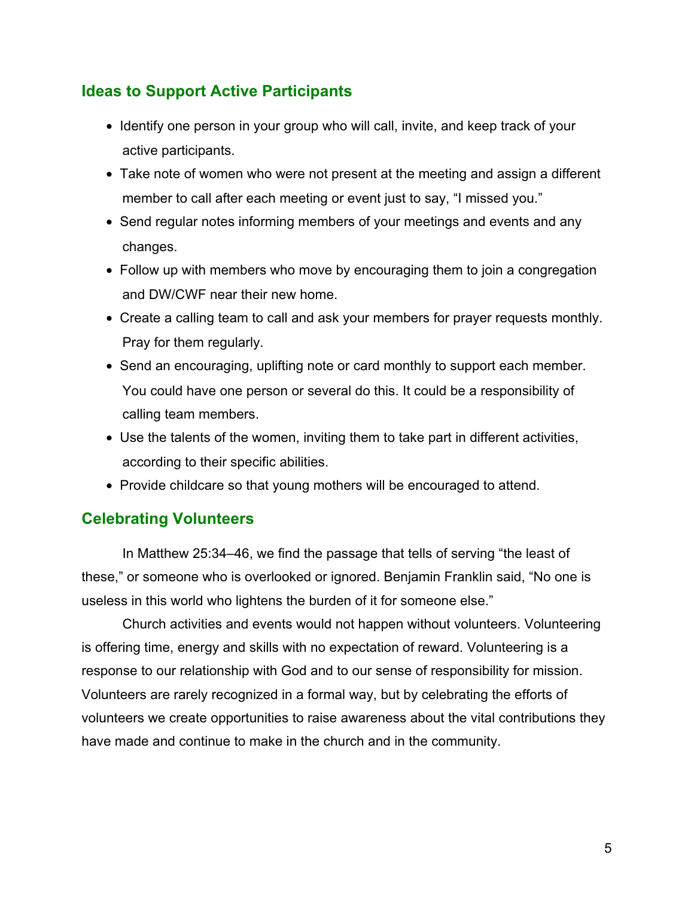## Ideas to Support Active Participants

- Identify one person in your group who will call, invite, and keep track of your active participants.
- Take note of women who were not present at the meeting and assign a different member to call after each meeting or event just to say, "I missed you."
- Send regular notes informing members of your meetings and events and any changes.
- Follow up with members who move by encouraging them to join a congregation and DW/CWF near their new home.
- Create a calling team to call and ask your members for prayer requests monthly. Pray for them regularly.
- Send an encouraging, uplifting note or card monthly to support each member. You could have one person or several do this. It could be a responsibility of calling team members.
- Use the talents of the women, inviting them to take part in different activities, according to their specific abilities.
- Provide childcare so that young mothers will be encouraged to attend.

## Celebrating Volunteers

In Matthew 25:34–46, we find the passage that tells of serving "the least of these," or someone who is overlooked or ignored. Benjamin Franklin said, "No one is useless in this world who lightens the burden of it for someone else."

Church activities and events would not happen without volunteers. Volunteering is offering time, energy and skills with no expectation of reward. Volunteering is a response to our relationship with God and to our sense of responsibility for mission. Volunteers are rarely recognized in a formal way, but by celebrating the efforts of volunteers we create opportunities to raise awareness about the vital contributions they have made and continue to make in the church and in the community.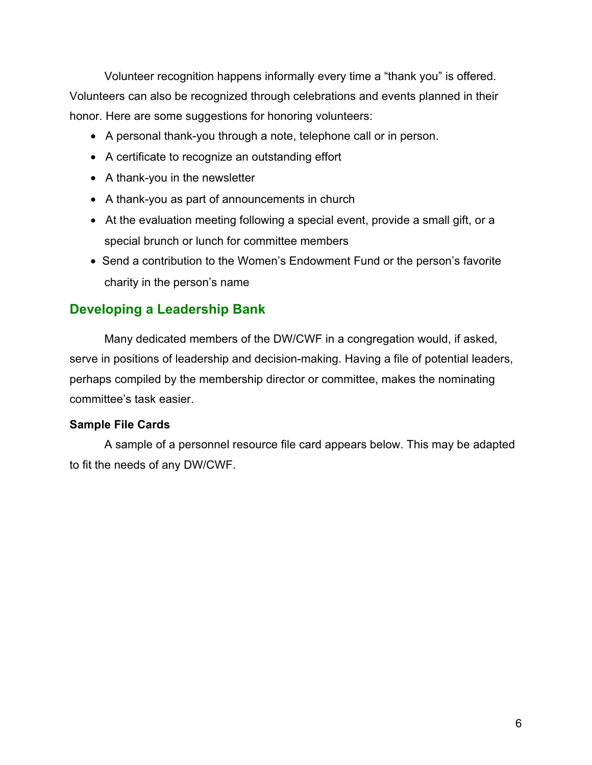Volunteer recognition happens informally every time a "thank you" is offered. Volunteers can also be recognized through celebrations and events planned in their honor. Here are some suggestions for honoring volunteers:

- A personal thank-you through a note, telephone call or in person.
- A certificate to recognize an outstanding effort
- A thank-you in the newsletter
- A thank-you as part of announcements in church
- At the evaluation meeting following a special event, provide a small gift, or a special brunch or lunch for committee members
- Send a contribution to the Women's Endowment Fund or the person's favorite charity in the person's name

## Developing a Leadership Bank

Many dedicated members of the DW/CWF in a congregation would, if asked, serve in positions of leadership and decision-making. Having a file of potential leaders, perhaps compiled by the membership director or committee, makes the nominating committee's task easier.

**Sample File Cards**

A sample of a personnel resource file card appears below. This may be adapted to fit the needs of any DW/CWF.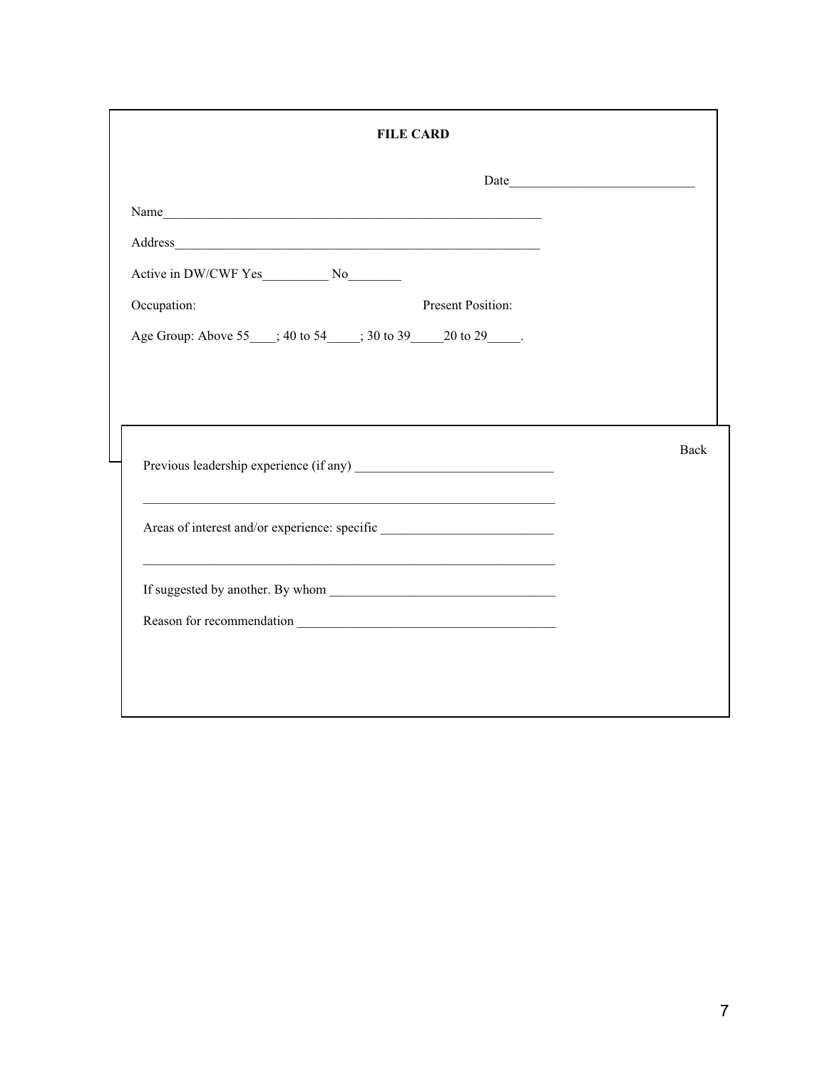**FILE CARD**

Date___________________________

Name________________________________________________________

Address_______________________________________________________

Active in DW/CWF Yes__________ No________

Occupation: Present Position:

Age Group: Above 55____; 40 to 54_____; 30 to 39_____20 to 29_____.

Back

Previous leadership experience (if any) ______________________________

_______________________________________________________________

Areas of interest and/or experience: specific __________________________

_______________________________________________________________

If suggested by another. By whom __________________________________

Reason for recommendation ______________________________________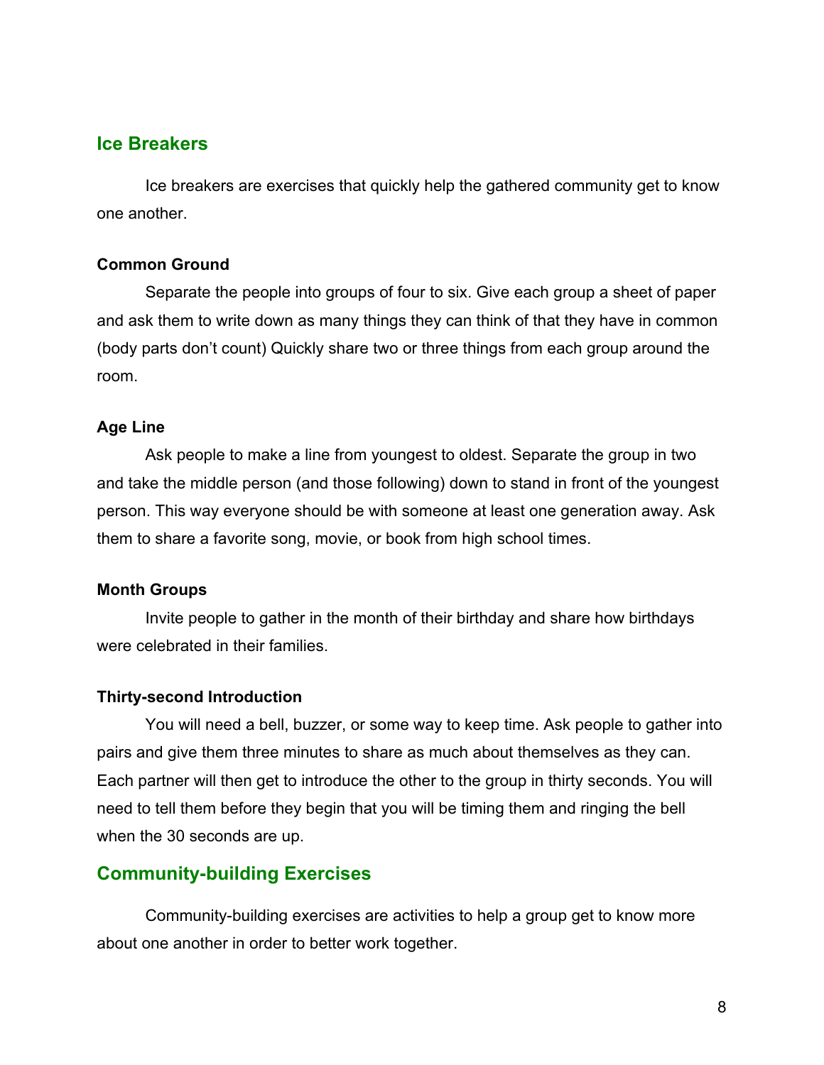## Ice Breakers

Ice breakers are exercises that quickly help the gathered community get to know one another.

### Common Ground

Separate the people into groups of four to six. Give each group a sheet of paper and ask them to write down as many things they can think of that they have in common (body parts don't count) Quickly share two or three things from each group around the room.

### Age Line

Ask people to make a line from youngest to oldest. Separate the group in two and take the middle person (and those following) down to stand in front of the youngest person. This way everyone should be with someone at least one generation away. Ask them to share a favorite song, movie, or book from high school times.

### Month Groups

Invite people to gather in the month of their birthday and share how birthdays were celebrated in their families.

### Thirty-second Introduction

You will need a bell, buzzer, or some way to keep time. Ask people to gather into pairs and give them three minutes to share as much about themselves as they can. Each partner will then get to introduce the other to the group in thirty seconds. You will need to tell them before they begin that you will be timing them and ringing the bell when the 30 seconds are up.

## Community-building Exercises

Community-building exercises are activities to help a group get to know more about one another in order to better work together.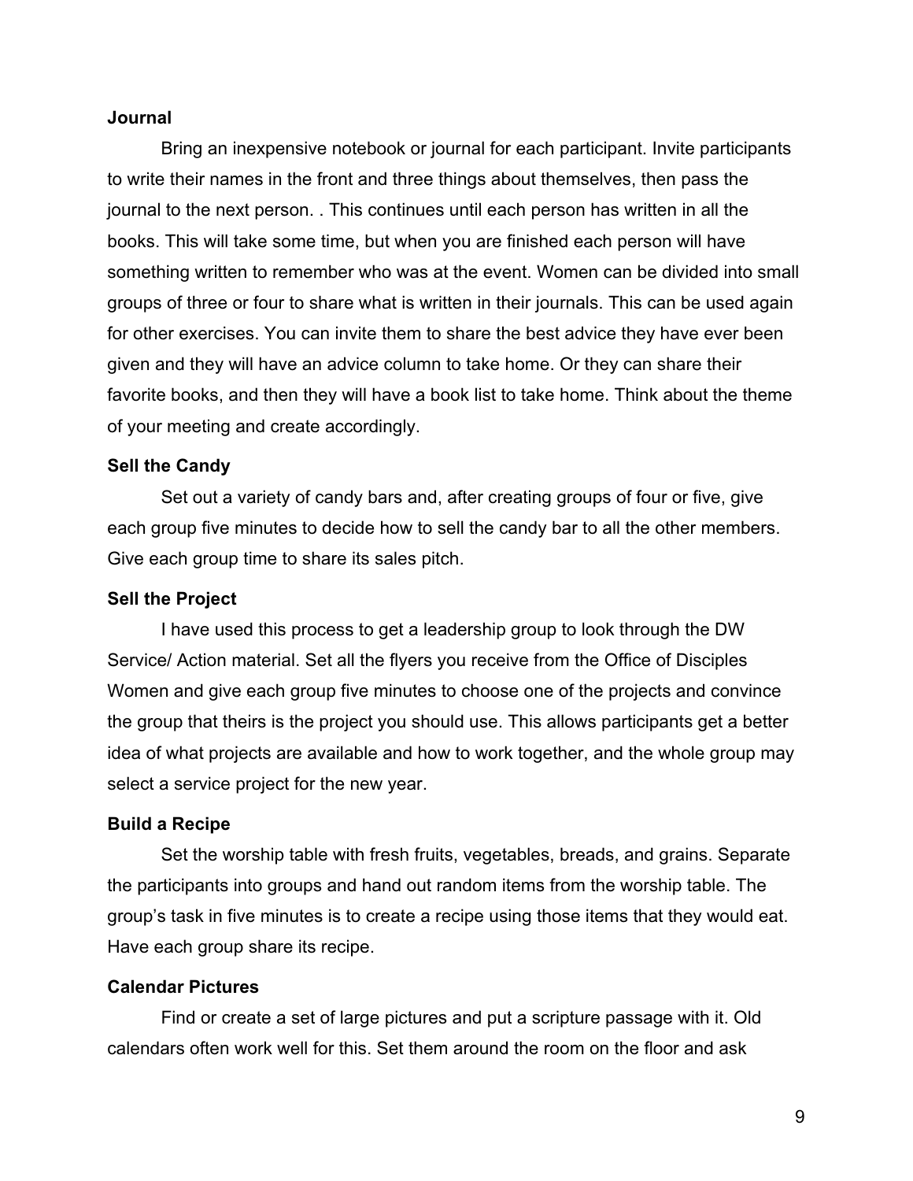**Journal**

Bring an inexpensive notebook or journal for each participant. Invite participants to write their names in the front and three things about themselves, then pass the journal to the next person. . This continues until each person has written in all the books. This will take some time, but when you are finished each person will have something written to remember who was at the event. Women can be divided into small groups of three or four to share what is written in their journals. This can be used again for other exercises. You can invite them to share the best advice they have ever been given and they will have an advice column to take home. Or they can share their favorite books, and then they will have a book list to take home. Think about the theme of your meeting and create accordingly.

**Sell the Candy**

Set out a variety of candy bars and, after creating groups of four or five, give each group five minutes to decide how to sell the candy bar to all the other members. Give each group time to share its sales pitch.

**Sell the Project**

I have used this process to get a leadership group to look through the DW Service/ Action material. Set all the flyers you receive from the Office of Disciples Women and give each group five minutes to choose one of the projects and convince the group that theirs is the project you should use. This allows participants get a better idea of what projects are available and how to work together, and the whole group may select a service project for the new year.

**Build a Recipe**

Set the worship table with fresh fruits, vegetables, breads, and grains. Separate the participants into groups and hand out random items from the worship table. The group's task in five minutes is to create a recipe using those items that they would eat. Have each group share its recipe.

**Calendar Pictures**

Find or create a set of large pictures and put a scripture passage with it. Old calendars often work well for this. Set them around the room on the floor and ask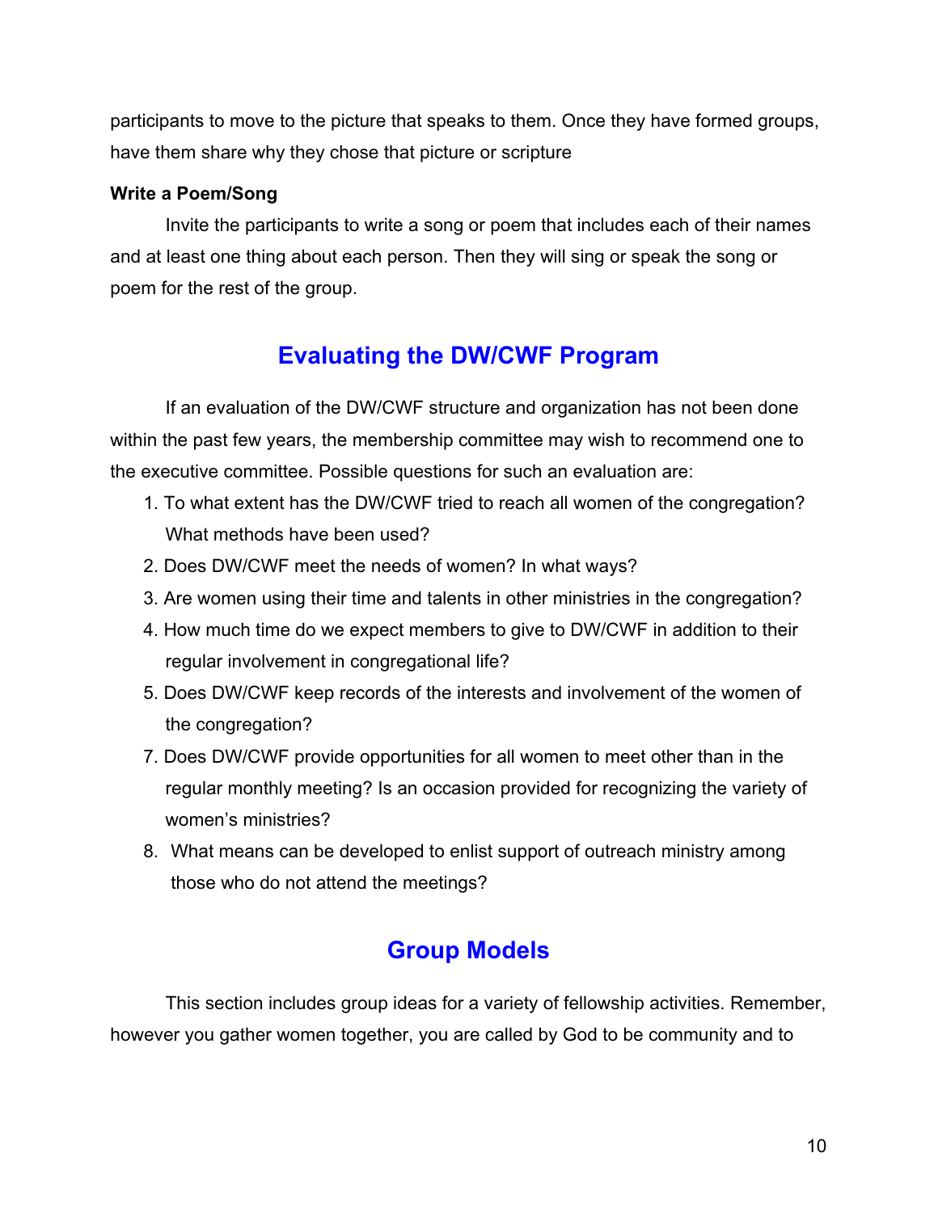participants to move to the picture that speaks to them. Once they have formed groups, have them share why they chose that picture or scripture

**Write a Poem/Song**

Invite the participants to write a song or poem that includes each of their names and at least one thing about each person. Then they will sing or speak the song or poem for the rest of the group.

## Evaluating the DW/CWF Program

If an evaluation of the DW/CWF structure and organization has not been done within the past few years, the membership committee may wish to recommend one to the executive committee. Possible questions for such an evaluation are:

1. To what extent has the DW/CWF tried to reach all women of the congregation? What methods have been used?
2. Does DW/CWF meet the needs of women? In what ways?
3. Are women using their time and talents in other ministries in the congregation?
4. How much time do we expect members to give to DW/CWF in addition to their regular involvement in congregational life?
5. Does DW/CWF keep records of the interests and involvement of the women of the congregation?
7. Does DW/CWF provide opportunities for all women to meet other than in the regular monthly meeting? Is an occasion provided for recognizing the variety of women's ministries?
8. What means can be developed to enlist support of outreach ministry among those who do not attend the meetings?

## Group Models

This section includes group ideas for a variety of fellowship activities. Remember, however you gather women together, you are called by God to be community and to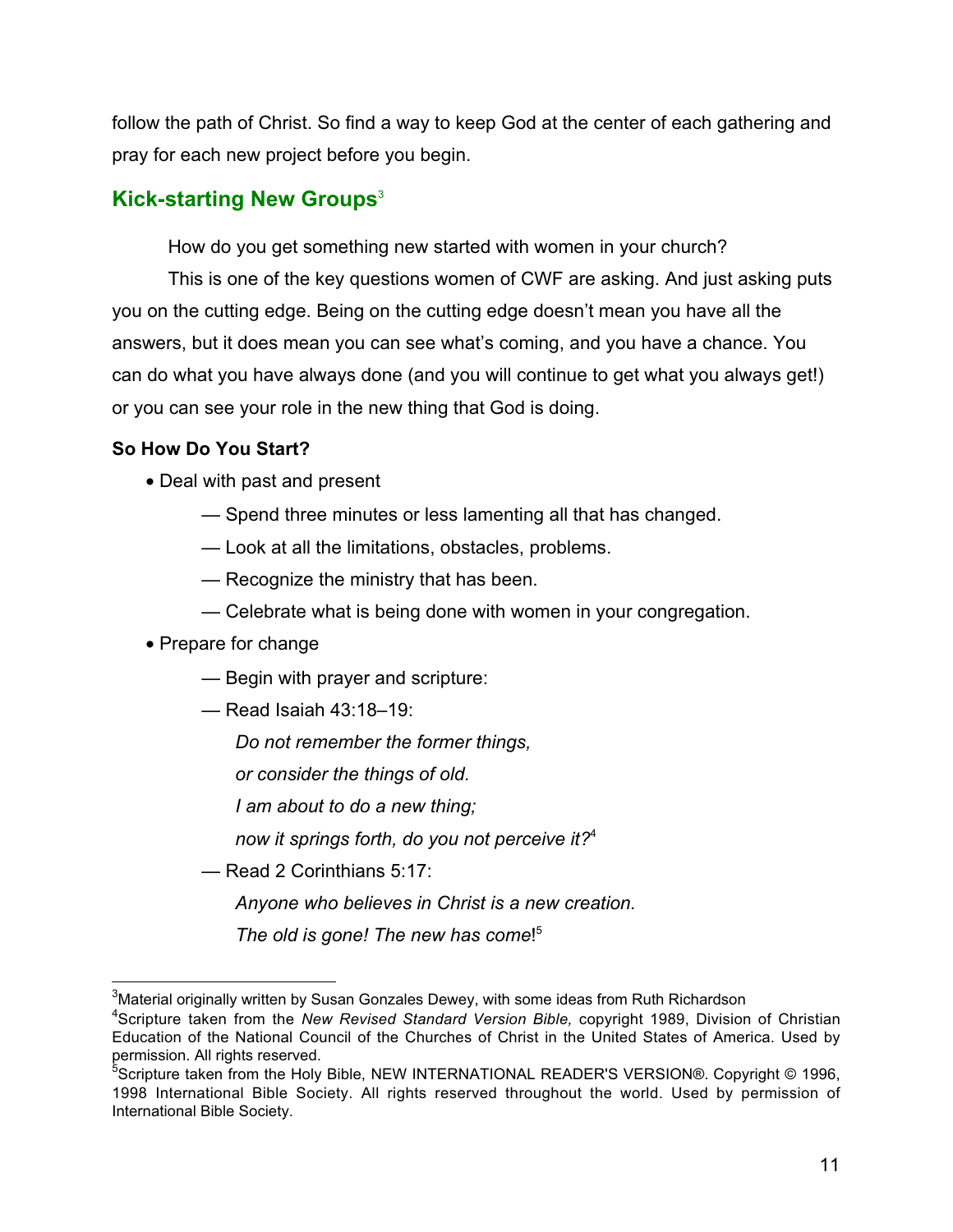follow the path of Christ. So find a way to keep God at the center of each gathering and pray for each new project before you begin.

## Kick-starting New Groups[3]

How do you get something new started with women in your church?

This is one of the key questions women of CWF are asking. And just asking puts you on the cutting edge. Being on the cutting edge doesn't mean you have all the answers, but it does mean you can see what's coming, and you have a chance. You can do what you have always done (and you will continue to get what you always get!) or you can see your role in the new thing that God is doing.

**So How Do You Start?**

- Deal with past and present
  - — Spend three minutes or less lamenting all that has changed.
  - — Look at all the limitations, obstacles, problems.
  - — Recognize the ministry that has been.
  - — Celebrate what is being done with women in your congregation.
- Prepare for change
  - — Begin with prayer and scripture:
  - — Read Isaiah 43:18–19:

    *Do not remember the former things,*

    *or consider the things of old.*

    *I am about to do a new thing;*

    *now it springs forth, do you not perceive it?*[4]
  - — Read 2 Corinthians 5:17:

    *Anyone who believes in Christ is a new creation.*

    *The old is gone! The new has come*![5]

---

[3]Material originally written by Susan Gonzales Dewey, with some ideas from Ruth Richardson

[4]Scripture taken from the *New Revised Standard Version Bible,* copyright 1989, Division of Christian Education of the National Council of the Churches of Christ in the United States of America. Used by permission. All rights reserved.

[5]Scripture taken from the Holy Bible, NEW INTERNATIONAL READER'S VERSION®. Copyright © 1996, 1998 International Bible Society. All rights reserved throughout the world. Used by permission of International Bible Society.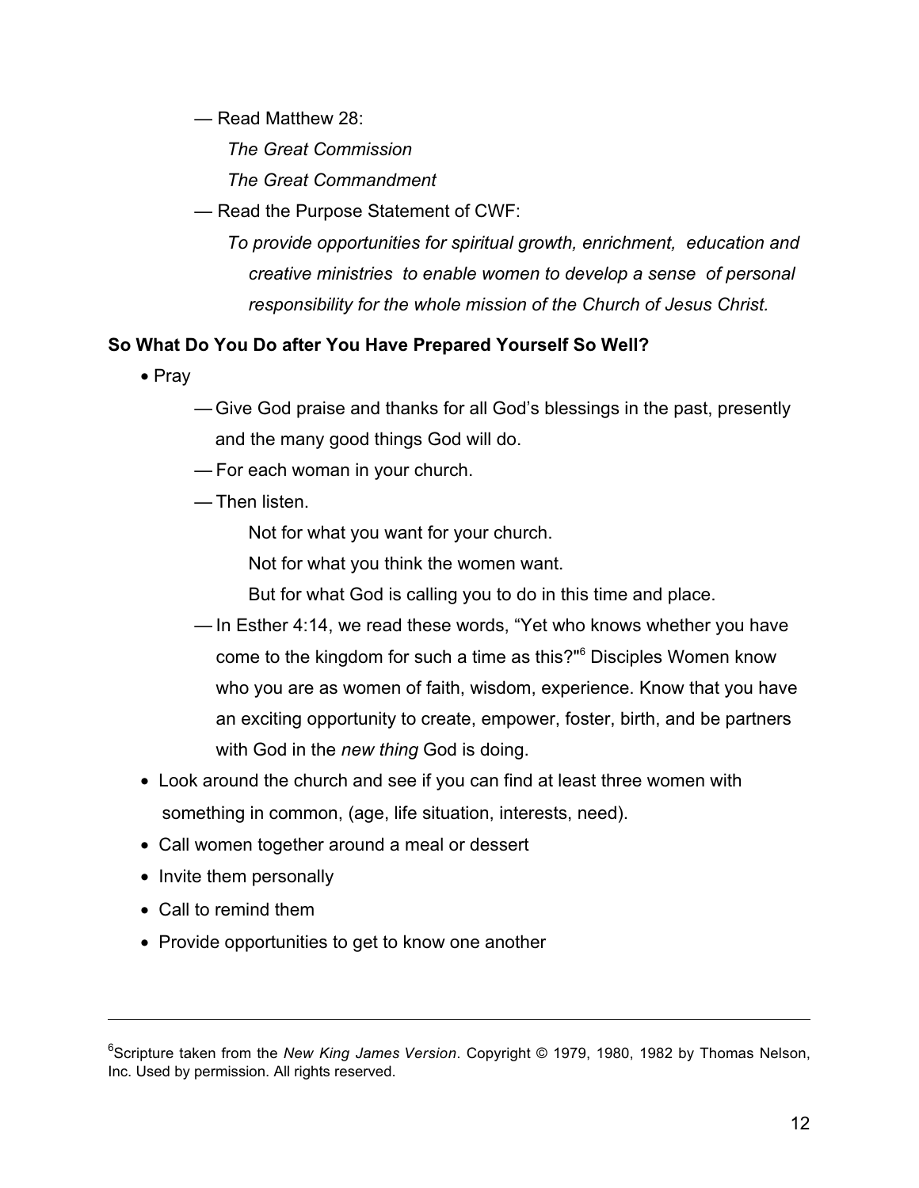— Read Matthew 28:

*The Great Commission*

*The Great Commandment*

— Read the Purpose Statement of CWF:

*To provide opportunities for spiritual growth, enrichment, education and creative ministries to enable women to develop a sense of personal responsibility for the whole mission of the Church of Jesus Christ.*

**So What Do You Do after You Have Prepared Yourself So Well?**

- Pray
  - — Give God praise and thanks for all God's blessings in the past, presently and the many good things God will do.
  - — For each woman in your church.
  - — Then listen.

    Not for what you want for your church.

    Not for what you think the women want.

    But for what God is calling you to do in this time and place.
  - — In Esther 4:14, we read these words, "Yet who knows whether you have come to the kingdom for such a time as this?"[6] Disciples Women know who you are as women of faith, wisdom, experience. Know that you have an exciting opportunity to create, empower, foster, birth, and be partners with God in the *new thing* God is doing.
- Look around the church and see if you can find at least three women with something in common, (age, life situation, interests, need).
- Call women together around a meal or dessert
- Invite them personally
- Call to remind them
- Provide opportunities to get to know one another

---

[6]Scripture taken from the *New King James Version*. Copyright © 1979, 1980, 1982 by Thomas Nelson, Inc. Used by permission. All rights reserved.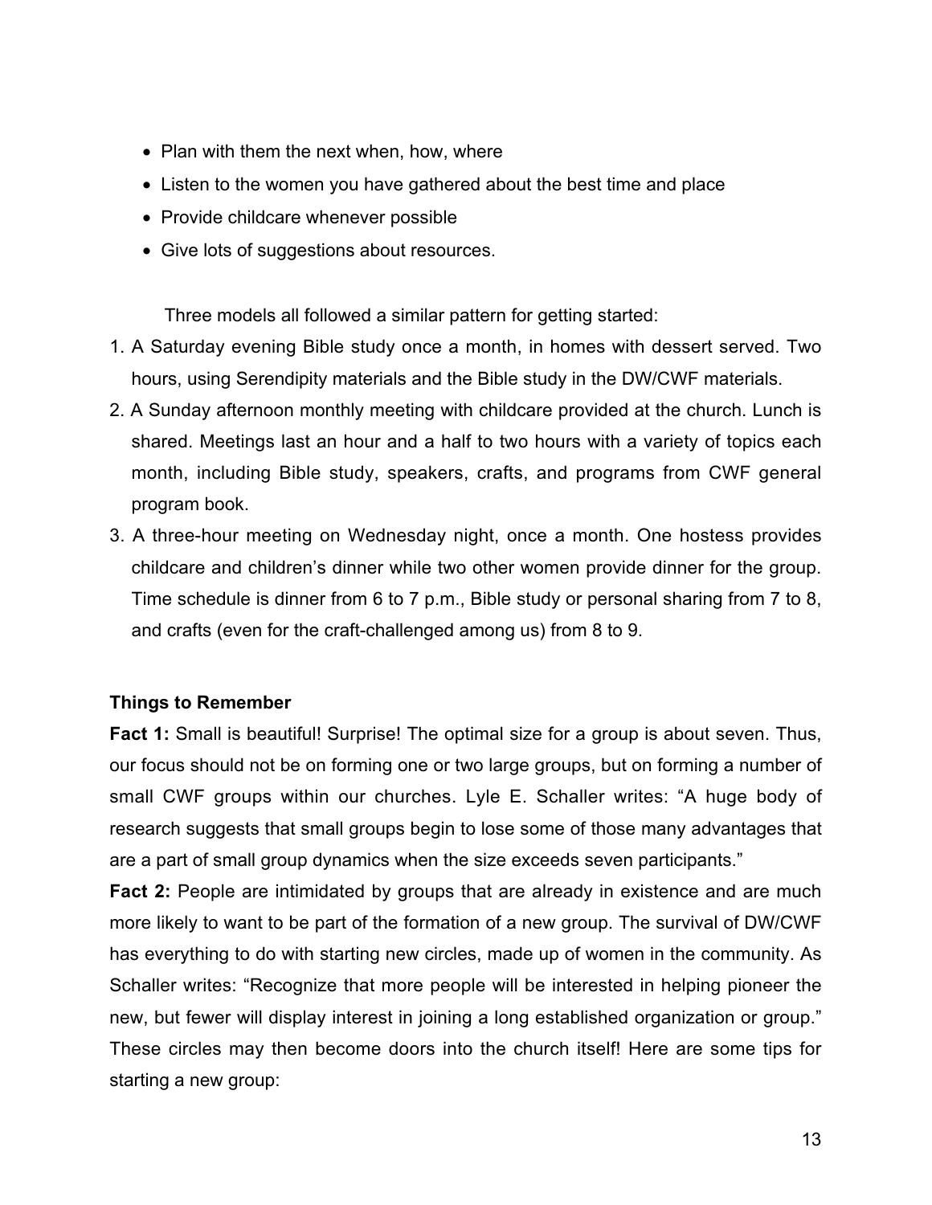- Plan with them the next when, how, where
- Listen to the women you have gathered about the best time and place
- Provide childcare whenever possible
- Give lots of suggestions about resources.

Three models all followed a similar pattern for getting started:

1. A Saturday evening Bible study once a month, in homes with dessert served. Two hours, using Serendipity materials and the Bible study in the DW/CWF materials.
2. A Sunday afternoon monthly meeting with childcare provided at the church. Lunch is shared. Meetings last an hour and a half to two hours with a variety of topics each month, including Bible study, speakers, crafts, and programs from CWF general program book.
3. A three-hour meeting on Wednesday night, once a month. One hostess provides childcare and children's dinner while two other women provide dinner for the group. Time schedule is dinner from 6 to 7 p.m., Bible study or personal sharing from 7 to 8, and crafts (even for the craft-challenged among us) from 8 to 9.

**Things to Remember**

**Fact 1:** Small is beautiful! Surprise! The optimal size for a group is about seven. Thus, our focus should not be on forming one or two large groups, but on forming a number of small CWF groups within our churches. Lyle E. Schaller writes: "A huge body of research suggests that small groups begin to lose some of those many advantages that are a part of small group dynamics when the size exceeds seven participants."

**Fact 2:** People are intimidated by groups that are already in existence and are much more likely to want to be part of the formation of a new group. The survival of DW/CWF has everything to do with starting new circles, made up of women in the community. As Schaller writes: "Recognize that more people will be interested in helping pioneer the new, but fewer will display interest in joining a long established organization or group." These circles may then become doors into the church itself! Here are some tips for starting a new group: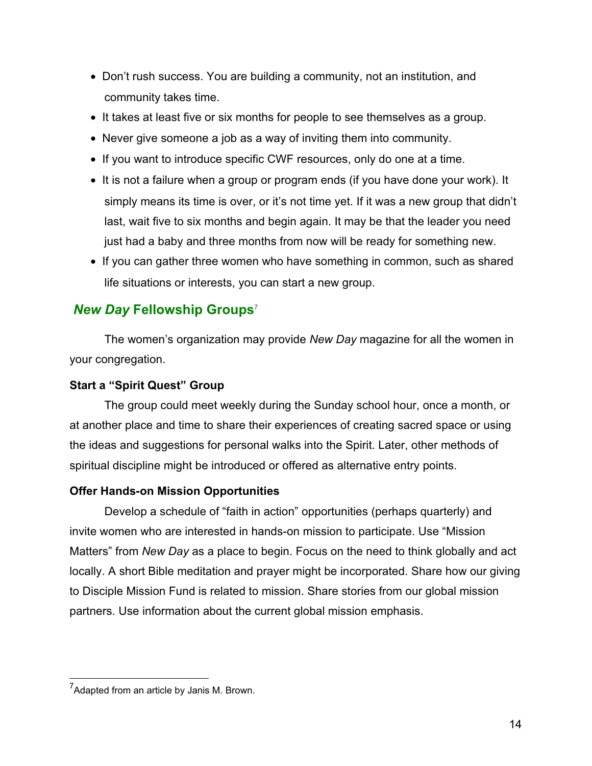- Don't rush success. You are building a community, not an institution, and community takes time.
- It takes at least five or six months for people to see themselves as a group.
- Never give someone a job as a way of inviting them into community.
- If you want to introduce specific CWF resources, only do one at a time.
- It is not a failure when a group or program ends (if you have done your work). It simply means its time is over, or it's not time yet. If it was a new group that didn't last, wait five to six months and begin again. It may be that the leader you need just had a baby and three months from now will be ready for something new.
- If you can gather three women who have something in common, such as shared life situations or interests, you can start a new group.

## *New Day* Fellowship Groups[7]

The women's organization may provide *New Day* magazine for all the women in your congregation.

**Start a "Spirit Quest" Group**

The group could meet weekly during the Sunday school hour, once a month, or at another place and time to share their experiences of creating sacred space or using the ideas and suggestions for personal walks into the Spirit. Later, other methods of spiritual discipline might be introduced or offered as alternative entry points.

**Offer Hands-on Mission Opportunities**

Develop a schedule of "faith in action" opportunities (perhaps quarterly) and invite women who are interested in hands-on mission to participate. Use "Mission Matters" from *New Day* as a place to begin. Focus on the need to think globally and act locally. A short Bible meditation and prayer might be incorporated. Share how our giving to Disciple Mission Fund is related to mission. Share stories from our global mission partners. Use information about the current global mission emphasis.

---

[7] Adapted from an article by Janis M. Brown.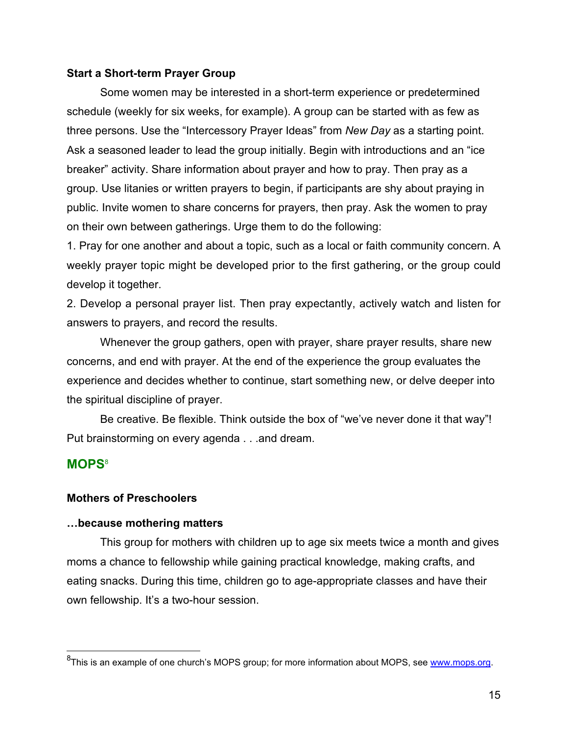**Start a Short-term Prayer Group**

Some women may be interested in a short-term experience or predetermined schedule (weekly for six weeks, for example). A group can be started with as few as three persons. Use the "Intercessory Prayer Ideas" from *New Day* as a starting point. Ask a seasoned leader to lead the group initially. Begin with introductions and an "ice breaker" activity. Share information about prayer and how to pray. Then pray as a group. Use litanies or written prayers to begin, if participants are shy about praying in public. Invite women to share concerns for prayers, then pray. Ask the women to pray on their own between gatherings. Urge them to do the following:

1. Pray for one another and about a topic, such as a local or faith community concern. A weekly prayer topic might be developed prior to the first gathering, or the group could develop it together.
2. Develop a personal prayer list. Then pray expectantly, actively watch and listen for answers to prayers, and record the results.

Whenever the group gathers, open with prayer, share prayer results, share new concerns, and end with prayer. At the end of the experience the group evaluates the experience and decides whether to continue, start something new, or delve deeper into the spiritual discipline of prayer.

Be creative. Be flexible. Think outside the box of "we've never done it that way"! Put brainstorming on every agenda . . .and dream.

## MOPS[8]

**Mothers of Preschoolers**

**…because mothering matters**

This group for mothers with children up to age six meets twice a month and gives moms a chance to fellowship while gaining practical knowledge, making crafts, and eating snacks. During this time, children go to age-appropriate classes and have their own fellowship. It's a two-hour session.

[8] This is an example of one church's MOPS group; for more information about MOPS, see www.mops.org.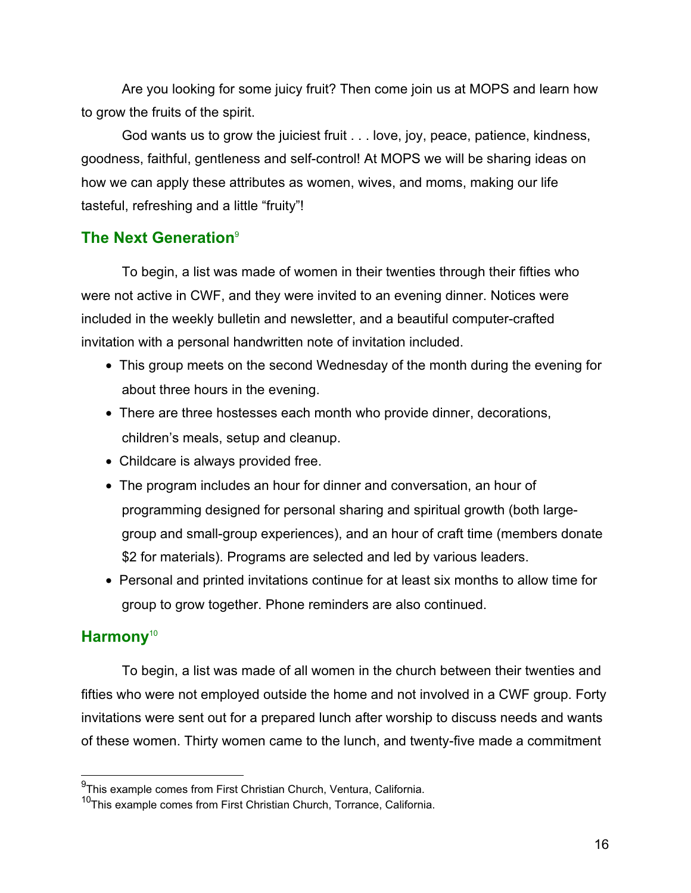Are you looking for some juicy fruit? Then come join us at MOPS and learn how to grow the fruits of the spirit.

God wants us to grow the juiciest fruit . . . love, joy, peace, patience, kindness, goodness, faithful, gentleness and self-control! At MOPS we will be sharing ideas on how we can apply these attributes as women, wives, and moms, making our life tasteful, refreshing and a little “fruity”!

## The Next Generation[9]

To begin, a list was made of women in their twenties through their fifties who were not active in CWF, and they were invited to an evening dinner. Notices were included in the weekly bulletin and newsletter, and a beautiful computer-crafted invitation with a personal handwritten note of invitation included.

- This group meets on the second Wednesday of the month during the evening for about three hours in the evening.
- There are three hostesses each month who provide dinner, decorations, children’s meals, setup and cleanup.
- Childcare is always provided free.
- The program includes an hour for dinner and conversation, an hour of programming designed for personal sharing and spiritual growth (both large-group and small-group experiences), and an hour of craft time (members donate $2 for materials). Programs are selected and led by various leaders.
- Personal and printed invitations continue for at least six months to allow time for group to grow together. Phone reminders are also continued.

## Harmony[10]

To begin, a list was made of all women in the church between their twenties and fifties who were not employed outside the home and not involved in a CWF group. Forty invitations were sent out for a prepared lunch after worship to discuss needs and wants of these women. Thirty women came to the lunch, and twenty-five made a commitment

---

[9] This example comes from First Christian Church, Ventura, California.

[10] This example comes from First Christian Church, Torrance, California.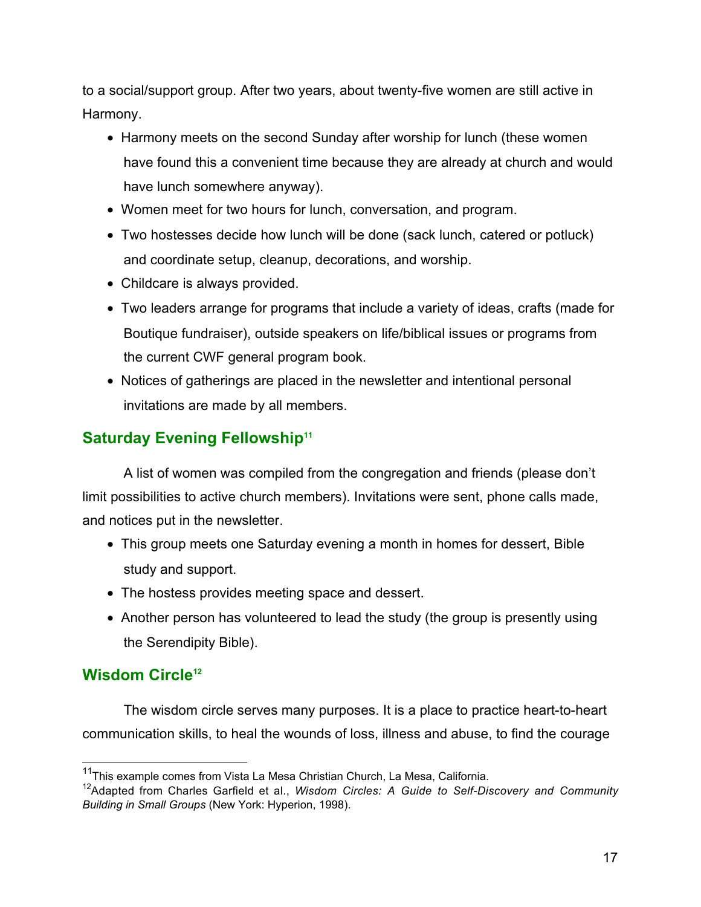to a social/support group. After two years, about twenty-five women are still active in Harmony.

- Harmony meets on the second Sunday after worship for lunch (these women have found this a convenient time because they are already at church and would have lunch somewhere anyway).
- Women meet for two hours for lunch, conversation, and program.
- Two hostesses decide how lunch will be done (sack lunch, catered or potluck) and coordinate setup, cleanup, decorations, and worship.
- Childcare is always provided.
- Two leaders arrange for programs that include a variety of ideas, crafts (made for Boutique fundraiser), outside speakers on life/biblical issues or programs from the current CWF general program book.
- Notices of gatherings are placed in the newsletter and intentional personal invitations are made by all members.

## Saturday Evening Fellowship[11]

A list of women was compiled from the congregation and friends (please don't limit possibilities to active church members). Invitations were sent, phone calls made, and notices put in the newsletter.

- This group meets one Saturday evening a month in homes for dessert, Bible study and support.
- The hostess provides meeting space and dessert.
- Another person has volunteered to lead the study (the group is presently using the Serendipity Bible).

## Wisdom Circle[12]

The wisdom circle serves many purposes. It is a place to practice heart-to-heart communication skills, to heal the wounds of loss, illness and abuse, to find the courage

---

[11] This example comes from Vista La Mesa Christian Church, La Mesa, California.

[12] Adapted from Charles Garfield et al., *Wisdom Circles: A Guide to Self-Discovery and Community Building in Small Groups* (New York: Hyperion, 1998).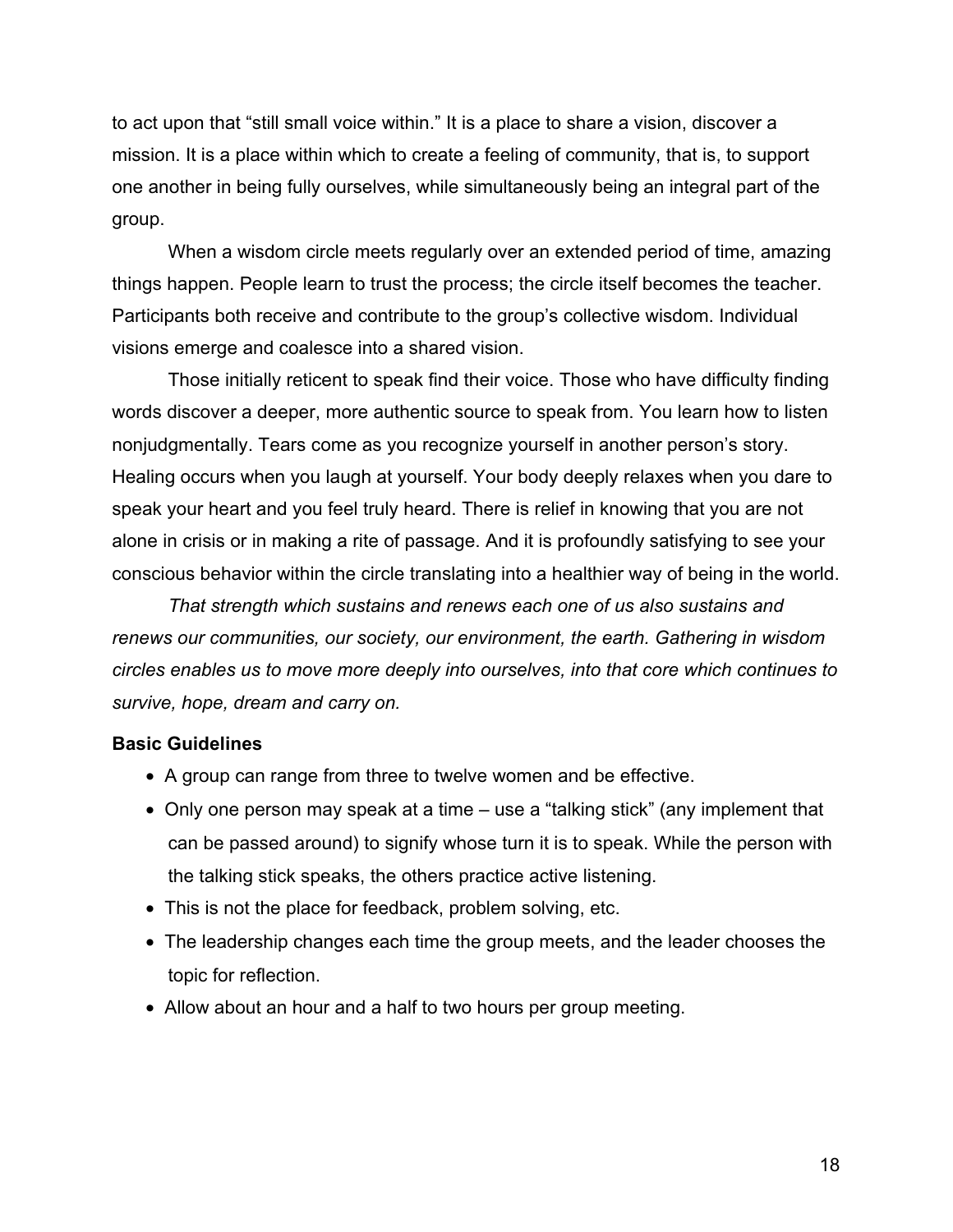to act upon that "still small voice within." It is a place to share a vision, discover a mission. It is a place within which to create a feeling of community, that is, to support one another in being fully ourselves, while simultaneously being an integral part of the group.

When a wisdom circle meets regularly over an extended period of time, amazing things happen. People learn to trust the process; the circle itself becomes the teacher. Participants both receive and contribute to the group's collective wisdom. Individual visions emerge and coalesce into a shared vision.

Those initially reticent to speak find their voice. Those who have difficulty finding words discover a deeper, more authentic source to speak from. You learn how to listen nonjudgmentally. Tears come as you recognize yourself in another person's story. Healing occurs when you laugh at yourself. Your body deeply relaxes when you dare to speak your heart and you feel truly heard. There is relief in knowing that you are not alone in crisis or in making a rite of passage. And it is profoundly satisfying to see your conscious behavior within the circle translating into a healthier way of being in the world.

*That strength which sustains and renews each one of us also sustains and renews our communities, our society, our environment, the earth. Gathering in wisdom circles enables us to move more deeply into ourselves, into that core which continues to survive, hope, dream and carry on.*

**Basic Guidelines**

- A group can range from three to twelve women and be effective.
- Only one person may speak at a time – use a "talking stick" (any implement that can be passed around) to signify whose turn it is to speak. While the person with the talking stick speaks, the others practice active listening.
- This is not the place for feedback, problem solving, etc.
- The leadership changes each time the group meets, and the leader chooses the topic for reflection.
- Allow about an hour and a half to two hours per group meeting.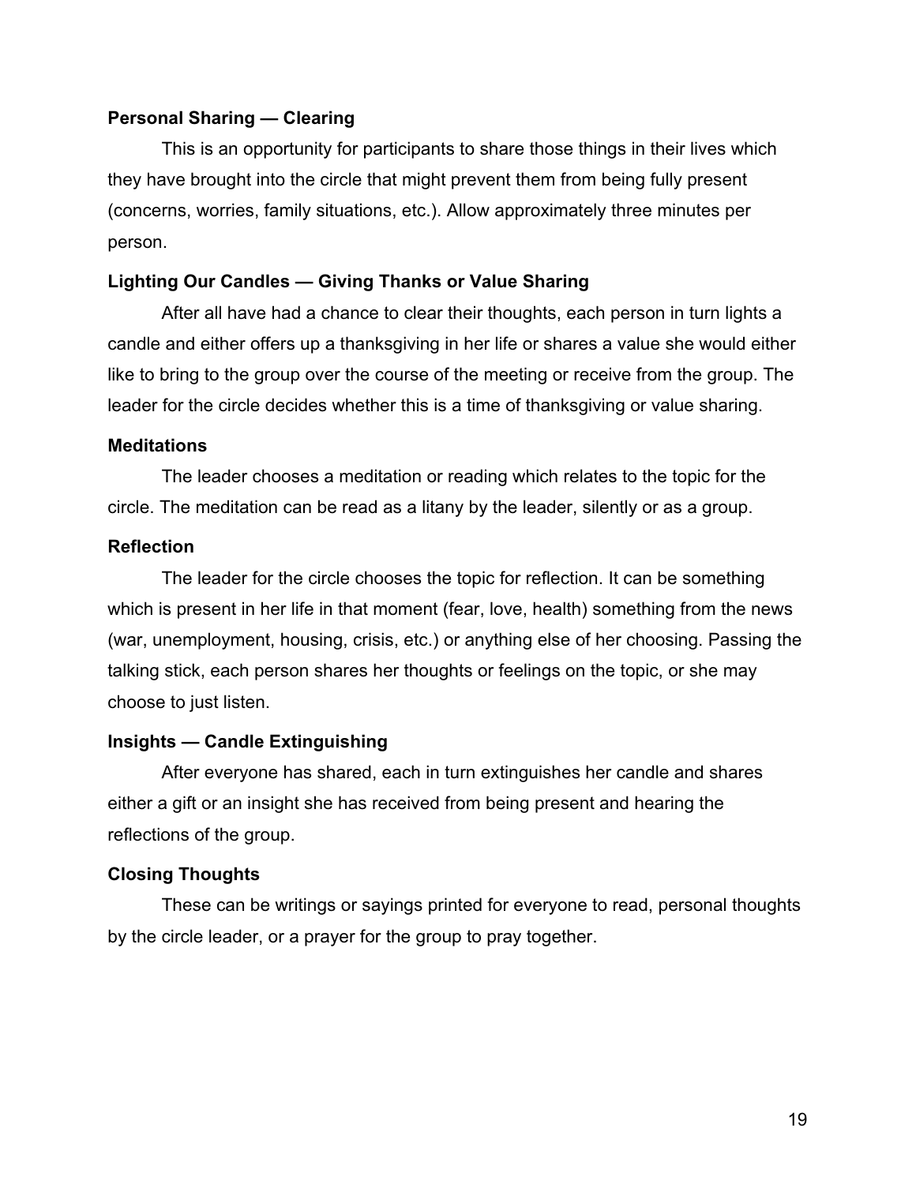**Personal Sharing — Clearing**

This is an opportunity for participants to share those things in their lives which they have brought into the circle that might prevent them from being fully present (concerns, worries, family situations, etc.). Allow approximately three minutes per person.

**Lighting Our Candles — Giving Thanks or Value Sharing**

After all have had a chance to clear their thoughts, each person in turn lights a candle and either offers up a thanksgiving in her life or shares a value she would either like to bring to the group over the course of the meeting or receive from the group. The leader for the circle decides whether this is a time of thanksgiving or value sharing.

**Meditations**

The leader chooses a meditation or reading which relates to the topic for the circle. The meditation can be read as a litany by the leader, silently or as a group.

**Reflection**

The leader for the circle chooses the topic for reflection. It can be something which is present in her life in that moment (fear, love, health) something from the news (war, unemployment, housing, crisis, etc.) or anything else of her choosing. Passing the talking stick, each person shares her thoughts or feelings on the topic, or she may choose to just listen.

**Insights — Candle Extinguishing**

After everyone has shared, each in turn extinguishes her candle and shares either a gift or an insight she has received from being present and hearing the reflections of the group.

**Closing Thoughts**

These can be writings or sayings printed for everyone to read, personal thoughts by the circle leader, or a prayer for the group to pray together.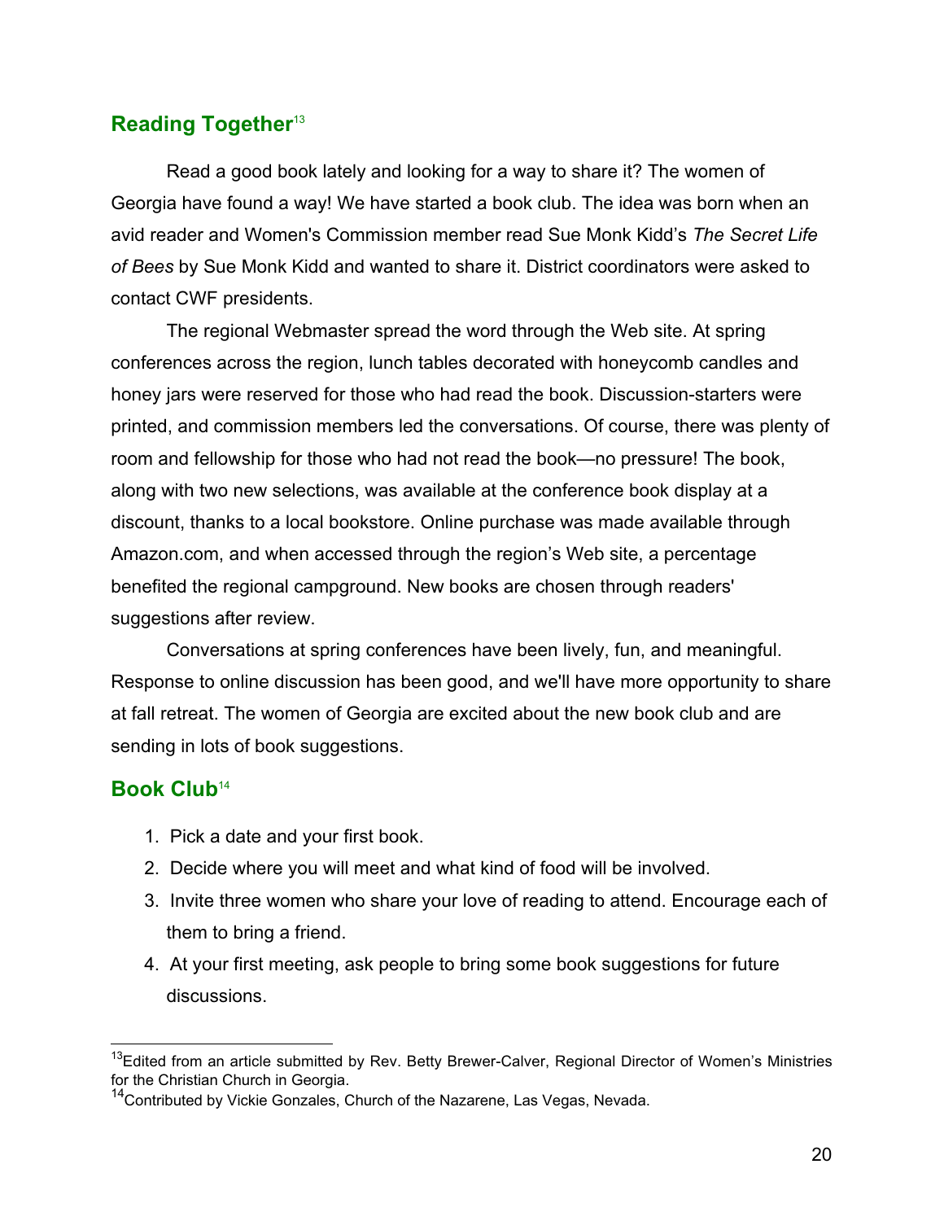## Reading Together[13]

Read a good book lately and looking for a way to share it? The women of Georgia have found a way! We have started a book club. The idea was born when an avid reader and Women's Commission member read Sue Monk Kidd's *The Secret Life of Bees* by Sue Monk Kidd and wanted to share it. District coordinators were asked to contact CWF presidents.

The regional Webmaster spread the word through the Web site. At spring conferences across the region, lunch tables decorated with honeycomb candles and honey jars were reserved for those who had read the book. Discussion-starters were printed, and commission members led the conversations. Of course, there was plenty of room and fellowship for those who had not read the book—no pressure! The book, along with two new selections, was available at the conference book display at a discount, thanks to a local bookstore. Online purchase was made available through Amazon.com, and when accessed through the region's Web site, a percentage benefited the regional campground. New books are chosen through readers' suggestions after review.

Conversations at spring conferences have been lively, fun, and meaningful. Response to online discussion has been good, and we'll have more opportunity to share at fall retreat. The women of Georgia are excited about the new book club and are sending in lots of book suggestions.

## Book Club[14]

1. Pick a date and your first book.
2. Decide where you will meet and what kind of food will be involved.
3. Invite three women who share your love of reading to attend. Encourage each of them to bring a friend.
4. At your first meeting, ask people to bring some book suggestions for future discussions.

---

[13] Edited from an article submitted by Rev. Betty Brewer-Calver, Regional Director of Women's Ministries for the Christian Church in Georgia.

[14] Contributed by Vickie Gonzales, Church of the Nazarene, Las Vegas, Nevada.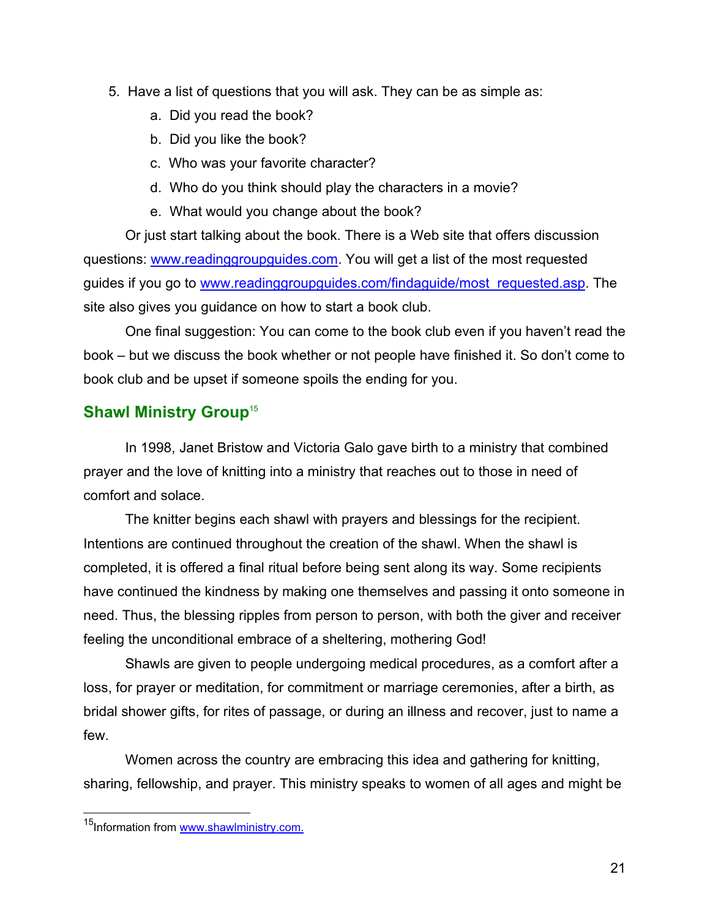5. Have a list of questions that you will ask. They can be as simple as:
   a. Did you read the book?
   b. Did you like the book?
   c. Who was your favorite character?
   d. Who do you think should play the characters in a movie?
   e. What would you change about the book?

Or just start talking about the book. There is a Web site that offers discussion questions: www.readinggroupguides.com. You will get a list of the most requested guides if you go to www.readinggroupguides.com/findaguide/most_requested.asp. The site also gives you guidance on how to start a book club.

One final suggestion: You can come to the book club even if you haven't read the book – but we discuss the book whether or not people have finished it. So don't come to book club and be upset if someone spoils the ending for you.

## Shawl Ministry Group[15]

In 1998, Janet Bristow and Victoria Galo gave birth to a ministry that combined prayer and the love of knitting into a ministry that reaches out to those in need of comfort and solace.

The knitter begins each shawl with prayers and blessings for the recipient. Intentions are continued throughout the creation of the shawl. When the shawl is completed, it is offered a final ritual before being sent along its way. Some recipients have continued the kindness by making one themselves and passing it onto someone in need. Thus, the blessing ripples from person to person, with both the giver and receiver feeling the unconditional embrace of a sheltering, mothering God!

Shawls are given to people undergoing medical procedures, as a comfort after a loss, for prayer or meditation, for commitment or marriage ceremonies, after a birth, as bridal shower gifts, for rites of passage, or during an illness and recover, just to name a few.

Women across the country are embracing this idea and gathering for knitting, sharing, fellowship, and prayer. This ministry speaks to women of all ages and might be

[15] Information from www.shawlministry.com.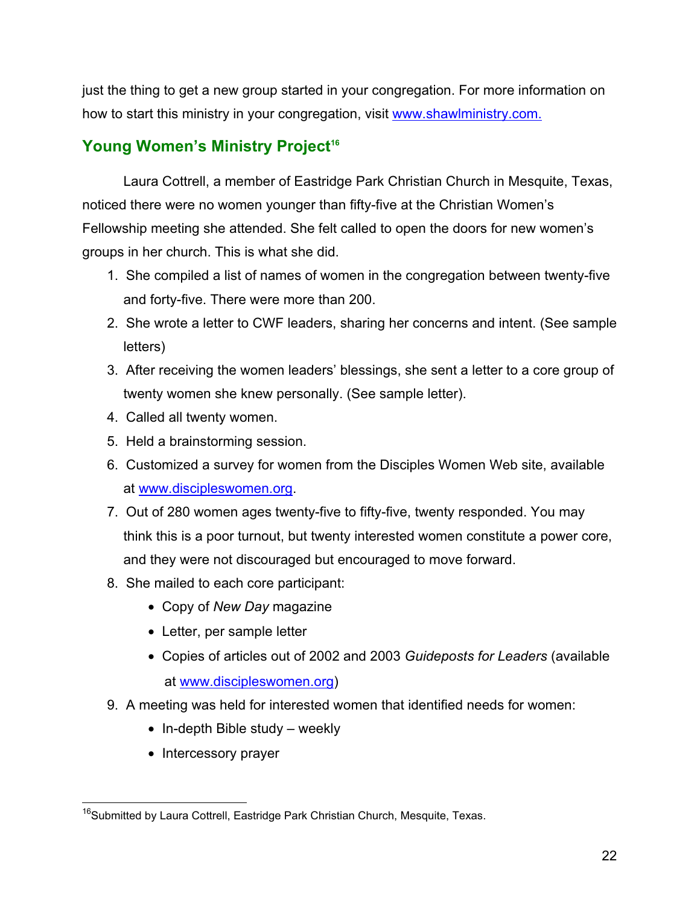just the thing to get a new group started in your congregation. For more information on how to start this ministry in your congregation, visit [www.shawlministry.com.](http://www.shawlministry.com)

## Young Women's Ministry Project[16]

Laura Cottrell, a member of Eastridge Park Christian Church in Mesquite, Texas, noticed there were no women younger than fifty-five at the Christian Women's Fellowship meeting she attended. She felt called to open the doors for new women's groups in her church. This is what she did.

1. She compiled a list of names of women in the congregation between twenty-five and forty-five. There were more than 200.
2. She wrote a letter to CWF leaders, sharing her concerns and intent. (See sample letters)
3. After receiving the women leaders' blessings, she sent a letter to a core group of twenty women she knew personally. (See sample letter).
4. Called all twenty women.
5. Held a brainstorming session.
6. Customized a survey for women from the Disciples Women Web site, available at [www.discipleswomen.org](http://www.discipleswomen.org).
7. Out of 280 women ages twenty-five to fifty-five, twenty responded. You may think this is a poor turnout, but twenty interested women constitute a power core, and they were not discouraged but encouraged to move forward.
8. She mailed to each core participant:
   - Copy of *New Day* magazine
   - Letter, per sample letter
   - Copies of articles out of 2002 and 2003 *Guideposts for Leaders* (available at [www.discipleswomen.org](http://www.discipleswomen.org))
9. A meeting was held for interested women that identified needs for women:
   - In-depth Bible study – weekly
   - Intercessory prayer

[16] Submitted by Laura Cottrell, Eastridge Park Christian Church, Mesquite, Texas.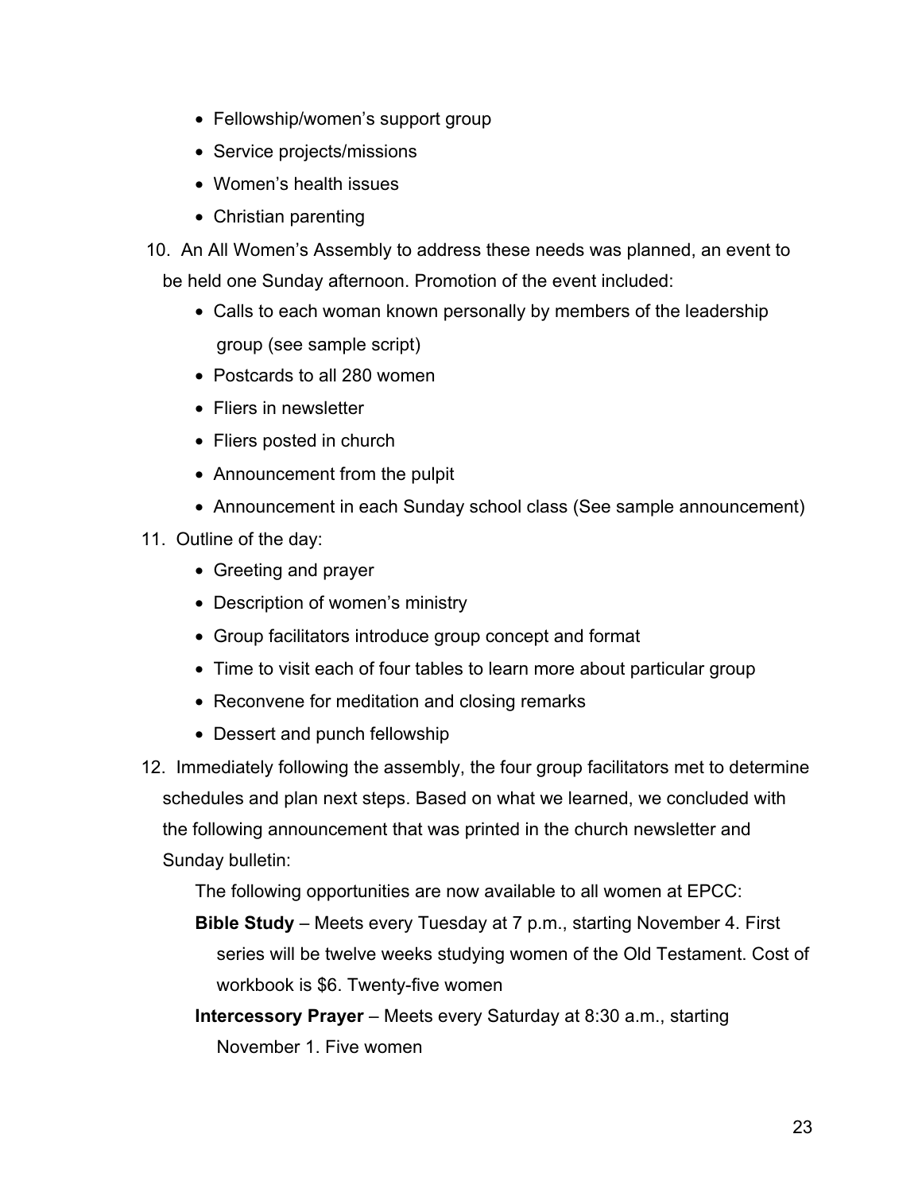- Fellowship/women's support group
- Service projects/missions
- Women's health issues
- Christian parenting

10. An All Women's Assembly to address these needs was planned, an event to be held one Sunday afternoon. Promotion of the event included:
    - Calls to each woman known personally by members of the leadership group (see sample script)
    - Postcards to all 280 women
    - Fliers in newsletter
    - Fliers posted in church
    - Announcement from the pulpit
    - Announcement in each Sunday school class (See sample announcement)
11. Outline of the day:
    - Greeting and prayer
    - Description of women's ministry
    - Group facilitators introduce group concept and format
    - Time to visit each of four tables to learn more about particular group
    - Reconvene for meditation and closing remarks
    - Dessert and punch fellowship
12. Immediately following the assembly, the four group facilitators met to determine schedules and plan next steps. Based on what we learned, we concluded with the following announcement that was printed in the church newsletter and Sunday bulletin:

    The following opportunities are now available to all women at EPCC:

    **Bible Study** – Meets every Tuesday at 7 p.m., starting November 4. First series will be twelve weeks studying women of the Old Testament. Cost of workbook is $6. Twenty-five women

    **Intercessory Prayer** – Meets every Saturday at 8:30 a.m., starting November 1. Five women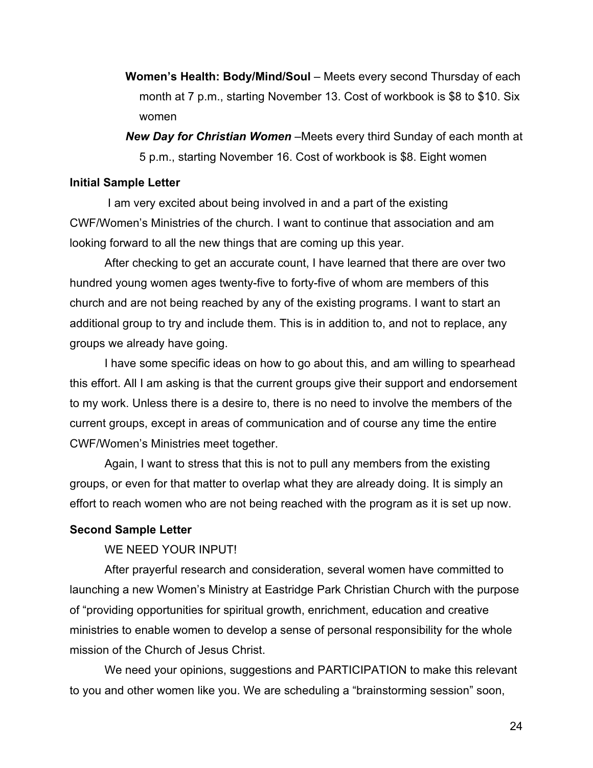**Women's Health: Body/Mind/Soul** – Meets every second Thursday of each month at 7 p.m., starting November 13. Cost of workbook is $8 to $10. Six women

***New Day for Christian Women*** –Meets every third Sunday of each month at 5 p.m., starting November 16. Cost of workbook is $8. Eight women

**Initial Sample Letter**

I am very excited about being involved in and a part of the existing CWF/Women's Ministries of the church. I want to continue that association and am looking forward to all the new things that are coming up this year.

After checking to get an accurate count, I have learned that there are over two hundred young women ages twenty-five to forty-five of whom are members of this church and are not being reached by any of the existing programs. I want to start an additional group to try and include them. This is in addition to, and not to replace, any groups we already have going.

I have some specific ideas on how to go about this, and am willing to spearhead this effort. All I am asking is that the current groups give their support and endorsement to my work. Unless there is a desire to, there is no need to involve the members of the current groups, except in areas of communication and of course any time the entire CWF/Women's Ministries meet together.

Again, I want to stress that this is not to pull any members from the existing groups, or even for that matter to overlap what they are already doing. It is simply an effort to reach women who are not being reached with the program as it is set up now.

**Second Sample Letter**

WE NEED YOUR INPUT!

After prayerful research and consideration, several women have committed to launching a new Women's Ministry at Eastridge Park Christian Church with the purpose of "providing opportunities for spiritual growth, enrichment, education and creative ministries to enable women to develop a sense of personal responsibility for the whole mission of the Church of Jesus Christ.

We need your opinions, suggestions and PARTICIPATION to make this relevant to you and other women like you. We are scheduling a "brainstorming session" soon,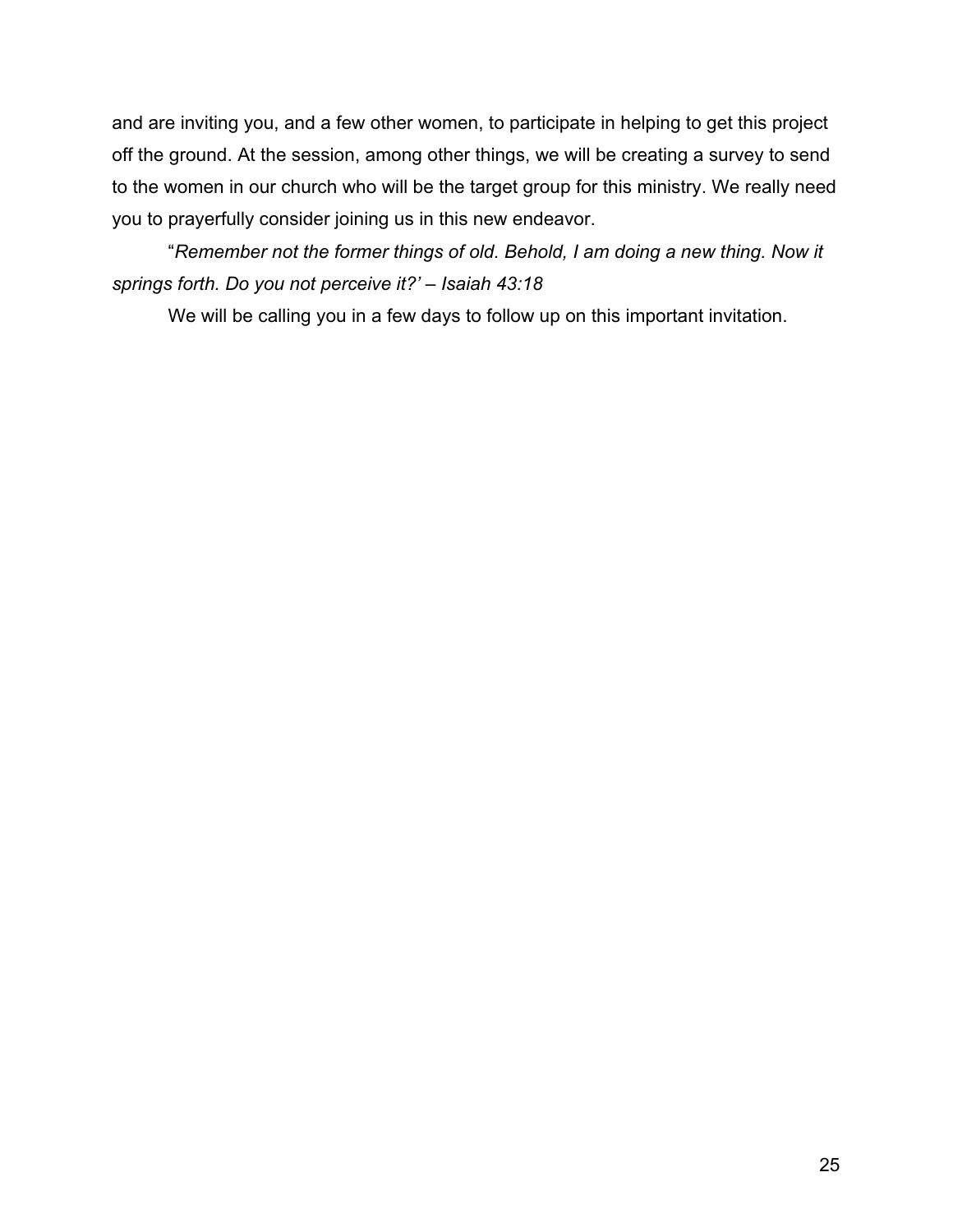and are inviting you, and a few other women, to participate in helping to get this project off the ground. At the session, among other things, we will be creating a survey to send to the women in our church who will be the target group for this ministry. We really need you to prayerfully consider joining us in this new endeavor.

"*Remember not the former things of old. Behold, I am doing a new thing. Now it springs forth. Do you not perceive it?' – Isaiah 43:18*

We will be calling you in a few days to follow up on this important invitation.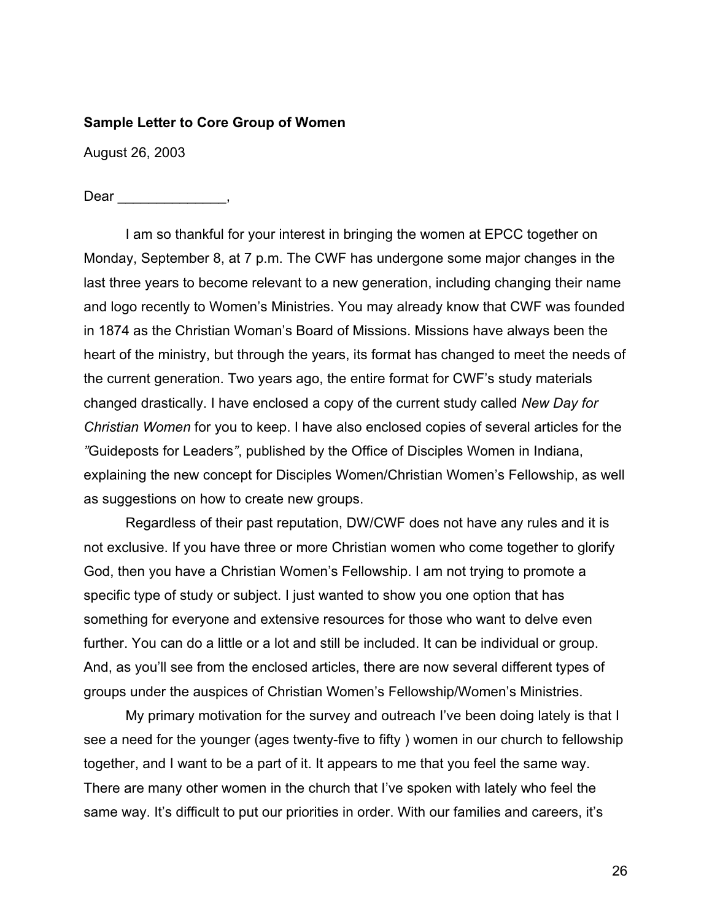**Sample Letter to Core Group of Women**

August 26, 2003

Dear ______________,

I am so thankful for your interest in bringing the women at EPCC together on Monday, September 8, at 7 p.m. The CWF has undergone some major changes in the last three years to become relevant to a new generation, including changing their name and logo recently to Women's Ministries. You may already know that CWF was founded in 1874 as the Christian Woman's Board of Missions. Missions have always been the heart of the ministry, but through the years, its format has changed to meet the needs of the current generation. Two years ago, the entire format for CWF's study materials changed drastically. I have enclosed a copy of the current study called *New Day for Christian Women* for you to keep. I have also enclosed copies of several articles for the *"*Guideposts for Leaders*"*, published by the Office of Disciples Women in Indiana, explaining the new concept for Disciples Women/Christian Women's Fellowship, as well as suggestions on how to create new groups.

Regardless of their past reputation, DW/CWF does not have any rules and it is not exclusive. If you have three or more Christian women who come together to glorify God, then you have a Christian Women's Fellowship. I am not trying to promote a specific type of study or subject. I just wanted to show you one option that has something for everyone and extensive resources for those who want to delve even further. You can do a little or a lot and still be included. It can be individual or group. And, as you'll see from the enclosed articles, there are now several different types of groups under the auspices of Christian Women's Fellowship/Women's Ministries.

My primary motivation for the survey and outreach I've been doing lately is that I see a need for the younger (ages twenty-five to fifty ) women in our church to fellowship together, and I want to be a part of it. It appears to me that you feel the same way. There are many other women in the church that I've spoken with lately who feel the same way. It's difficult to put our priorities in order. With our families and careers, it's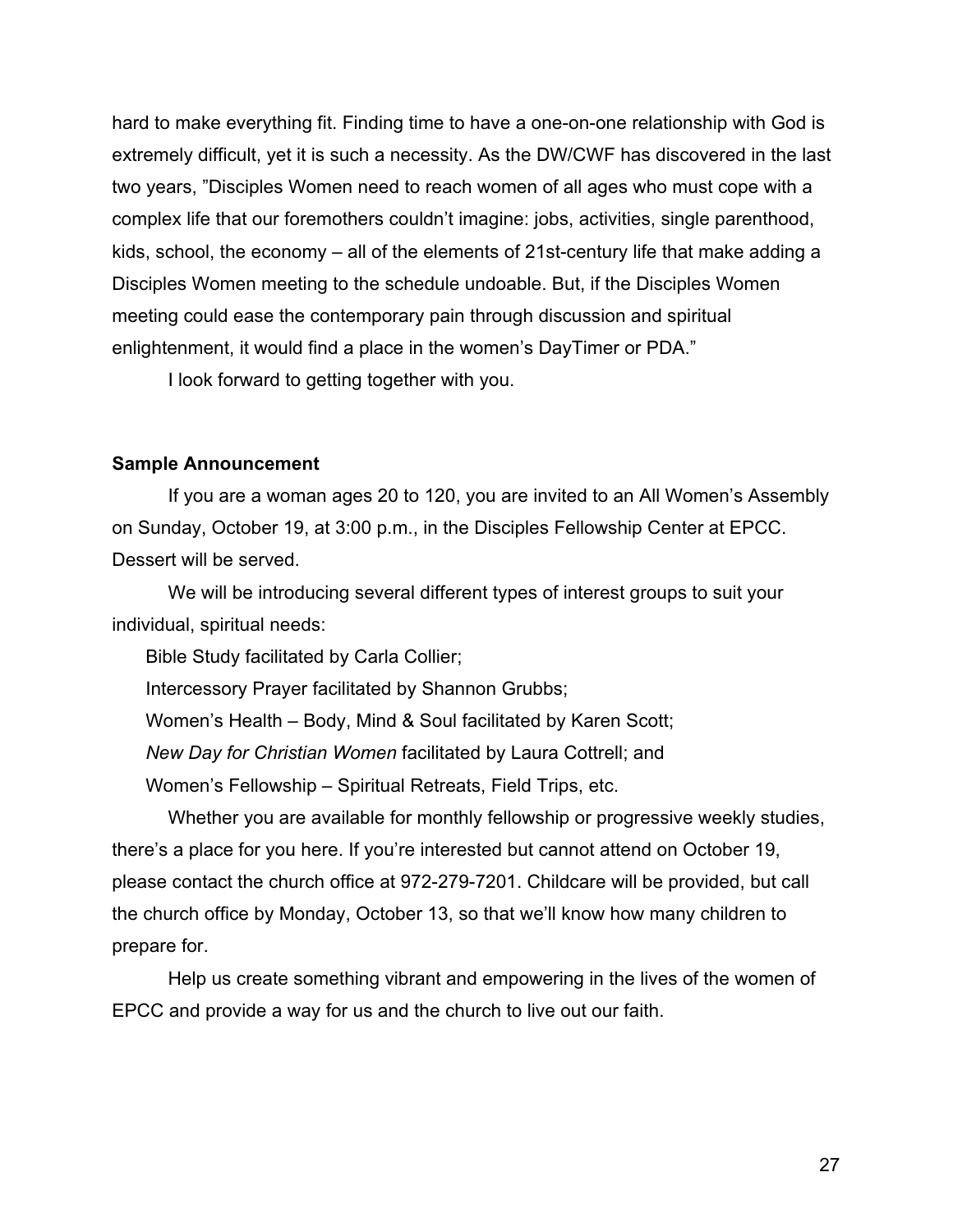hard to make everything fit. Finding time to have a one-on-one relationship with God is extremely difficult, yet it is such a necessity. As the DW/CWF has discovered in the last two years, "Disciples Women need to reach women of all ages who must cope with a complex life that our foremothers couldn't imagine: jobs, activities, single parenthood, kids, school, the economy – all of the elements of 21st-century life that make adding a Disciples Women meeting to the schedule undoable. But, if the Disciples Women meeting could ease the contemporary pain through discussion and spiritual enlightenment, it would find a place in the women's DayTimer or PDA."

I look forward to getting together with you.

**Sample Announcement**

If you are a woman ages 20 to 120, you are invited to an All Women's Assembly on Sunday, October 19, at 3:00 p.m., in the Disciples Fellowship Center at EPCC. Dessert will be served.

We will be introducing several different types of interest groups to suit your individual, spiritual needs:

Bible Study facilitated by Carla Collier;

Intercessory Prayer facilitated by Shannon Grubbs;

Women's Health – Body, Mind & Soul facilitated by Karen Scott;

*New Day for Christian Women* facilitated by Laura Cottrell; and

Women's Fellowship – Spiritual Retreats, Field Trips, etc.

Whether you are available for monthly fellowship or progressive weekly studies, there's a place for you here. If you're interested but cannot attend on October 19, please contact the church office at 972-279-7201. Childcare will be provided, but call the church office by Monday, October 13, so that we'll know how many children to prepare for.

Help us create something vibrant and empowering in the lives of the women of EPCC and provide a way for us and the church to live out our faith.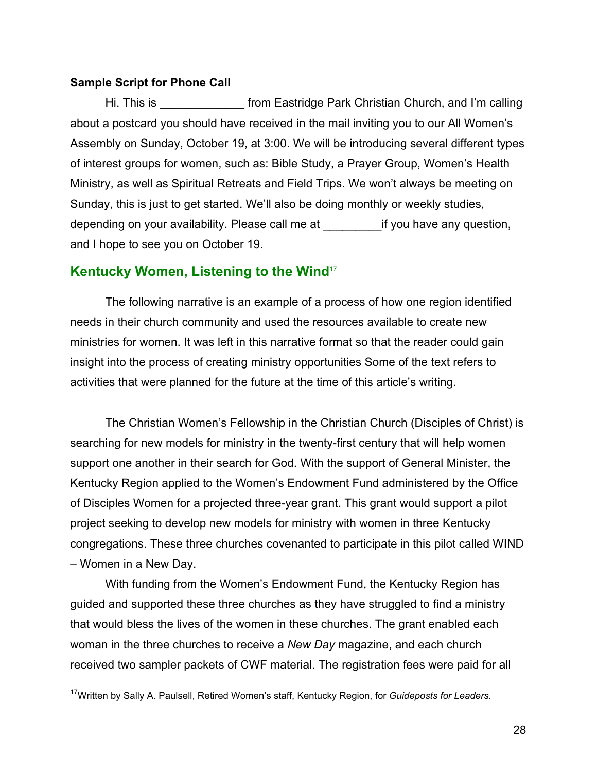**Sample Script for Phone Call**

Hi. This is _____________ from Eastridge Park Christian Church, and I'm calling about a postcard you should have received in the mail inviting you to our All Women's Assembly on Sunday, October 19, at 3:00. We will be introducing several different types of interest groups for women, such as: Bible Study, a Prayer Group, Women's Health Ministry, as well as Spiritual Retreats and Field Trips. We won't always be meeting on Sunday, this is just to get started. We'll also be doing monthly or weekly studies, depending on your availability. Please call me at _________if you have any question, and I hope to see you on October 19.

## Kentucky Women, Listening to the Wind[17]

The following narrative is an example of a process of how one region identified needs in their church community and used the resources available to create new ministries for women. It was left in this narrative format so that the reader could gain insight into the process of creating ministry opportunities Some of the text refers to activities that were planned for the future at the time of this article's writing.

The Christian Women's Fellowship in the Christian Church (Disciples of Christ) is searching for new models for ministry in the twenty-first century that will help women support one another in their search for God. With the support of General Minister, the Kentucky Region applied to the Women's Endowment Fund administered by the Office of Disciples Women for a projected three-year grant. This grant would support a pilot project seeking to develop new models for ministry with women in three Kentucky congregations. These three churches covenanted to participate in this pilot called WIND – Women in a New Day.

With funding from the Women's Endowment Fund, the Kentucky Region has guided and supported these three churches as they have struggled to find a ministry that would bless the lives of the women in these churches. The grant enabled each woman in the three churches to receive a *New Day* magazine, and each church received two sampler packets of CWF material. The registration fees were paid for all

[17] Written by Sally A. Paulsell, Retired Women's staff, Kentucky Region, for *Guideposts for Leaders.*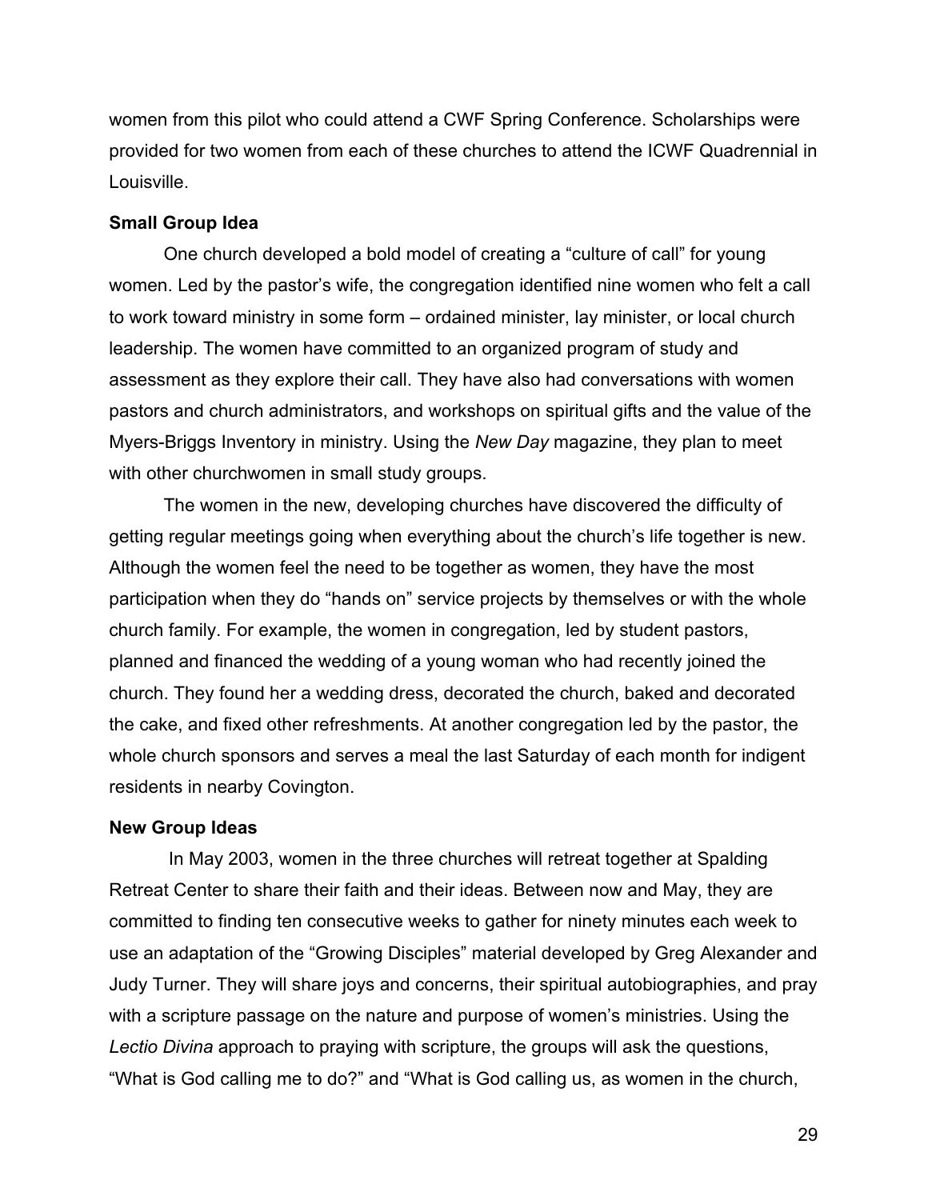women from this pilot who could attend a CWF Spring Conference. Scholarships were provided for two women from each of these churches to attend the ICWF Quadrennial in Louisville.

**Small Group Idea**

One church developed a bold model of creating a "culture of call" for young women. Led by the pastor's wife, the congregation identified nine women who felt a call to work toward ministry in some form – ordained minister, lay minister, or local church leadership. The women have committed to an organized program of study and assessment as they explore their call. They have also had conversations with women pastors and church administrators, and workshops on spiritual gifts and the value of the Myers-Briggs Inventory in ministry. Using the *New Day* magazine, they plan to meet with other churchwomen in small study groups.

The women in the new, developing churches have discovered the difficulty of getting regular meetings going when everything about the church's life together is new. Although the women feel the need to be together as women, they have the most participation when they do "hands on" service projects by themselves or with the whole church family. For example, the women in congregation, led by student pastors, planned and financed the wedding of a young woman who had recently joined the church. They found her a wedding dress, decorated the church, baked and decorated the cake, and fixed other refreshments. At another congregation led by the pastor, the whole church sponsors and serves a meal the last Saturday of each month for indigent residents in nearby Covington.

**New Group Ideas**

In May 2003, women in the three churches will retreat together at Spalding Retreat Center to share their faith and their ideas. Between now and May, they are committed to finding ten consecutive weeks to gather for ninety minutes each week to use an adaptation of the "Growing Disciples" material developed by Greg Alexander and Judy Turner. They will share joys and concerns, their spiritual autobiographies, and pray with a scripture passage on the nature and purpose of women's ministries. Using the *Lectio Divina* approach to praying with scripture, the groups will ask the questions, "What is God calling me to do?" and "What is God calling us, as women in the church,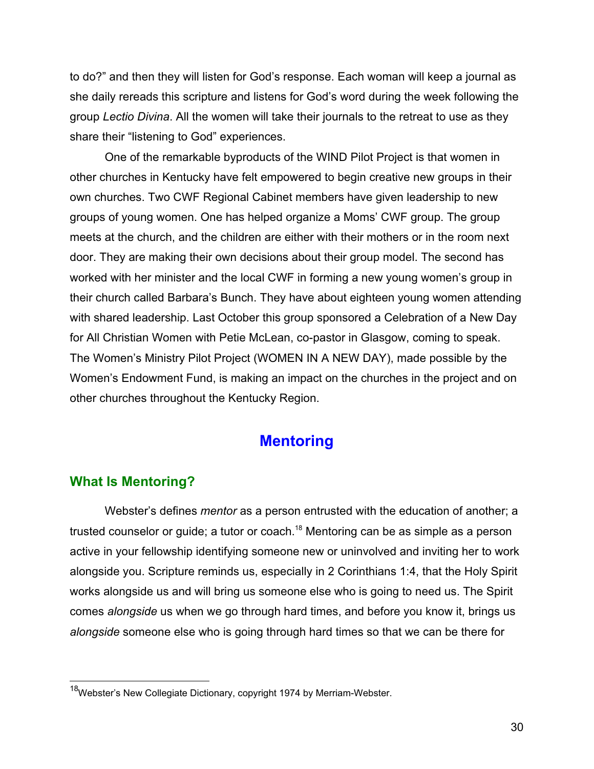to do?" and then they will listen for God's response. Each woman will keep a journal as she daily rereads this scripture and listens for God's word during the week following the group *Lectio Divina*. All the women will take their journals to the retreat to use as they share their "listening to God" experiences.

One of the remarkable byproducts of the WIND Pilot Project is that women in other churches in Kentucky have felt empowered to begin creative new groups in their own churches. Two CWF Regional Cabinet members have given leadership to new groups of young women. One has helped organize a Moms' CWF group. The group meets at the church, and the children are either with their mothers or in the room next door. They are making their own decisions about their group model. The second has worked with her minister and the local CWF in forming a new young women's group in their church called Barbara's Bunch. They have about eighteen young women attending with shared leadership. Last October this group sponsored a Celebration of a New Day for All Christian Women with Petie McLean, co-pastor in Glasgow, coming to speak. The Women's Ministry Pilot Project (WOMEN IN A NEW DAY), made possible by the Women's Endowment Fund, is making an impact on the churches in the project and on other churches throughout the Kentucky Region.

# Mentoring

## What Is Mentoring?

Webster's defines *mentor* as a person entrusted with the education of another; a trusted counselor or guide; a tutor or coach.[18] Mentoring can be as simple as a person active in your fellowship identifying someone new or uninvolved and inviting her to work alongside you. Scripture reminds us, especially in 2 Corinthians 1:4, that the Holy Spirit works alongside us and will bring us someone else who is going to need us. The Spirit comes *alongside* us when we go through hard times, and before you know it, brings us *alongside* someone else who is going through hard times so that we can be there for

[18] Webster's New Collegiate Dictionary, copyright 1974 by Merriam-Webster.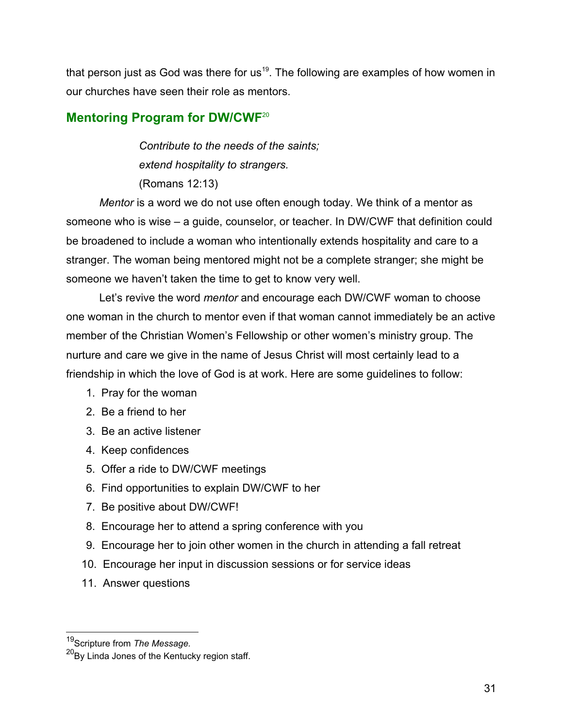that person just as God was there for us[19]. The following are examples of how women in our churches have seen their role as mentors.

## Mentoring Program for DW/CWF[20]

> *Contribute to the needs of the saints;*
> *extend hospitality to strangers.*
> (Romans 12:13)

*Mentor* is a word we do not use often enough today. We think of a mentor as someone who is wise – a guide, counselor, or teacher. In DW/CWF that definition could be broadened to include a woman who intentionally extends hospitality and care to a stranger. The woman being mentored might not be a complete stranger; she might be someone we haven't taken the time to get to know very well.

Let's revive the word *mentor* and encourage each DW/CWF woman to choose one woman in the church to mentor even if that woman cannot immediately be an active member of the Christian Women's Fellowship or other women's ministry group. The nurture and care we give in the name of Jesus Christ will most certainly lead to a friendship in which the love of God is at work. Here are some guidelines to follow:

1. Pray for the woman
2. Be a friend to her
3. Be an active listener
4. Keep confidences
5. Offer a ride to DW/CWF meetings
6. Find opportunities to explain DW/CWF to her
7. Be positive about DW/CWF!
8. Encourage her to attend a spring conference with you
9. Encourage her to join other women in the church in attending a fall retreat
10. Encourage her input in discussion sessions or for service ideas
11. Answer questions

---

[19] Scripture from *The Message.*

[20] By Linda Jones of the Kentucky region staff.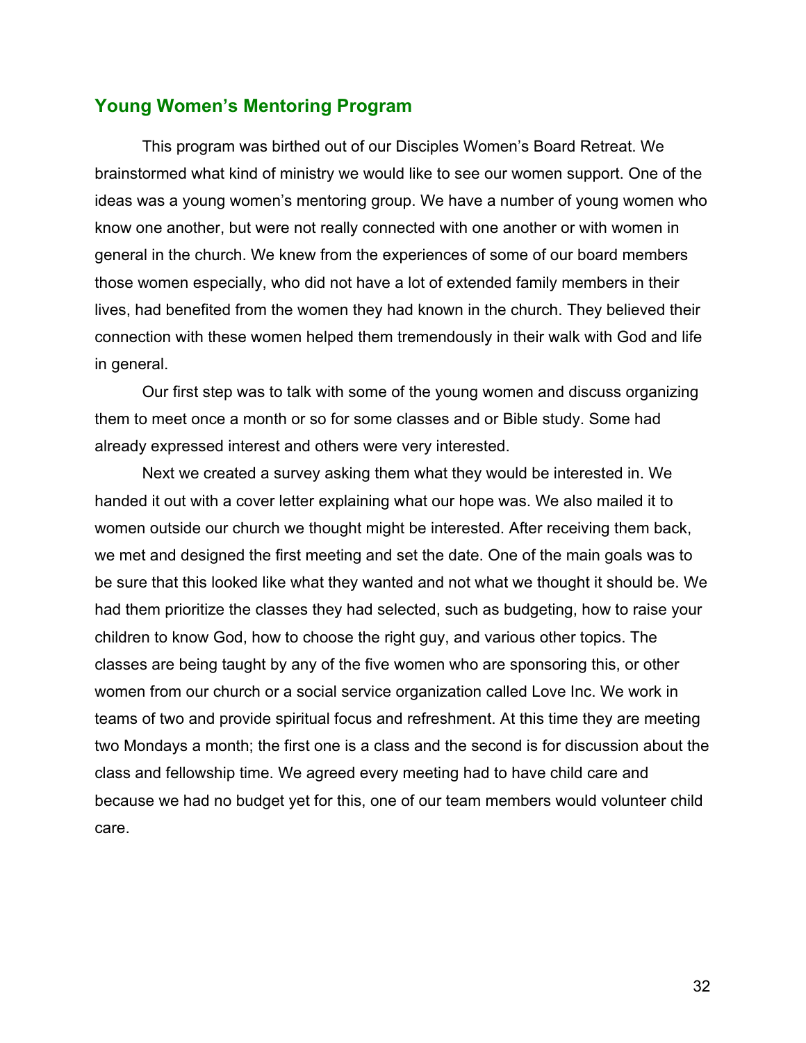## Young Women's Mentoring Program

This program was birthed out of our Disciples Women's Board Retreat. We brainstormed what kind of ministry we would like to see our women support. One of the ideas was a young women's mentoring group. We have a number of young women who know one another, but were not really connected with one another or with women in general in the church. We knew from the experiences of some of our board members those women especially, who did not have a lot of extended family members in their lives, had benefited from the women they had known in the church. They believed their connection with these women helped them tremendously in their walk with God and life in general.

Our first step was to talk with some of the young women and discuss organizing them to meet once a month or so for some classes and or Bible study. Some had already expressed interest and others were very interested.

Next we created a survey asking them what they would be interested in. We handed it out with a cover letter explaining what our hope was. We also mailed it to women outside our church we thought might be interested. After receiving them back, we met and designed the first meeting and set the date. One of the main goals was to be sure that this looked like what they wanted and not what we thought it should be. We had them prioritize the classes they had selected, such as budgeting, how to raise your children to know God, how to choose the right guy, and various other topics. The classes are being taught by any of the five women who are sponsoring this, or other women from our church or a social service organization called Love Inc. We work in teams of two and provide spiritual focus and refreshment. At this time they are meeting two Mondays a month; the first one is a class and the second is for discussion about the class and fellowship time. We agreed every meeting had to have child care and because we had no budget yet for this, one of our team members would volunteer child care.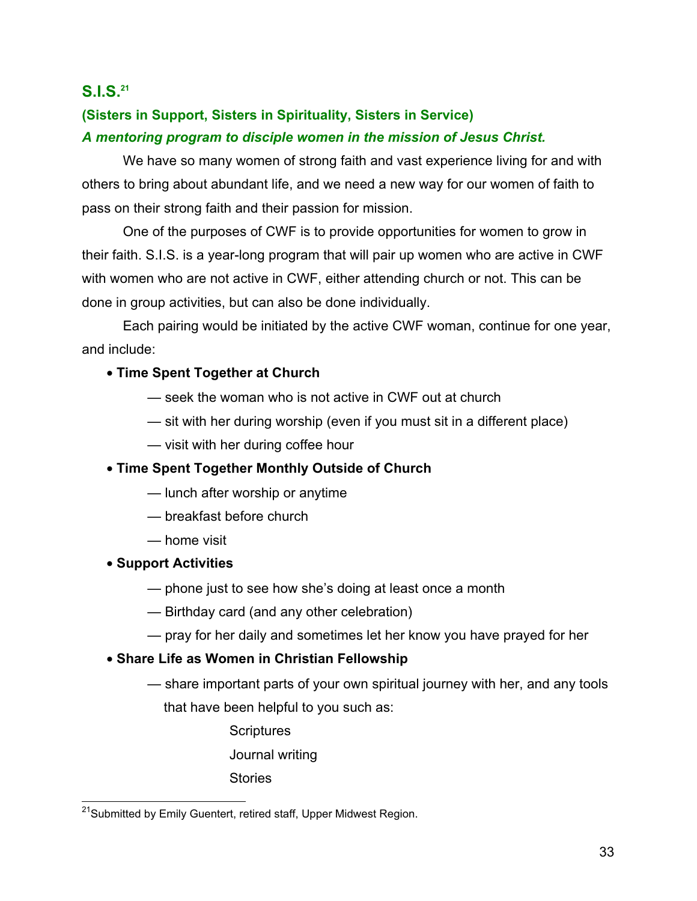## S.I.S.[21]

### (Sisters in Support, Sisters in Spirituality, Sisters in Service)

***A mentoring program to disciple women in the mission of Jesus Christ.***

We have so many women of strong faith and vast experience living for and with others to bring about abundant life, and we need a new way for our women of faith to pass on their strong faith and their passion for mission.

One of the purposes of CWF is to provide opportunities for women to grow in their faith. S.I.S. is a year-long program that will pair up women who are active in CWF with women who are not active in CWF, either attending church or not. This can be done in group activities, but can also be done individually.

Each pairing would be initiated by the active CWF woman, continue for one year, and include:

- **Time Spent Together at Church**
  - — seek the woman who is not active in CWF out at church
  - — sit with her during worship (even if you must sit in a different place)
  - — visit with her during coffee hour
- **Time Spent Together Monthly Outside of Church**
  - — lunch after worship or anytime
  - — breakfast before church
  - — home visit
- **Support Activities**
  - — phone just to see how she's doing at least once a month
  - — Birthday card (and any other celebration)
  - — pray for her daily and sometimes let her know you have prayed for her
- **Share Life as Women in Christian Fellowship**
  - — share important parts of your own spiritual journey with her, and any tools that have been helpful to you such as:
    - Scriptures
    - Journal writing
    - Stories

---

[21] Submitted by Emily Guentert, retired staff, Upper Midwest Region.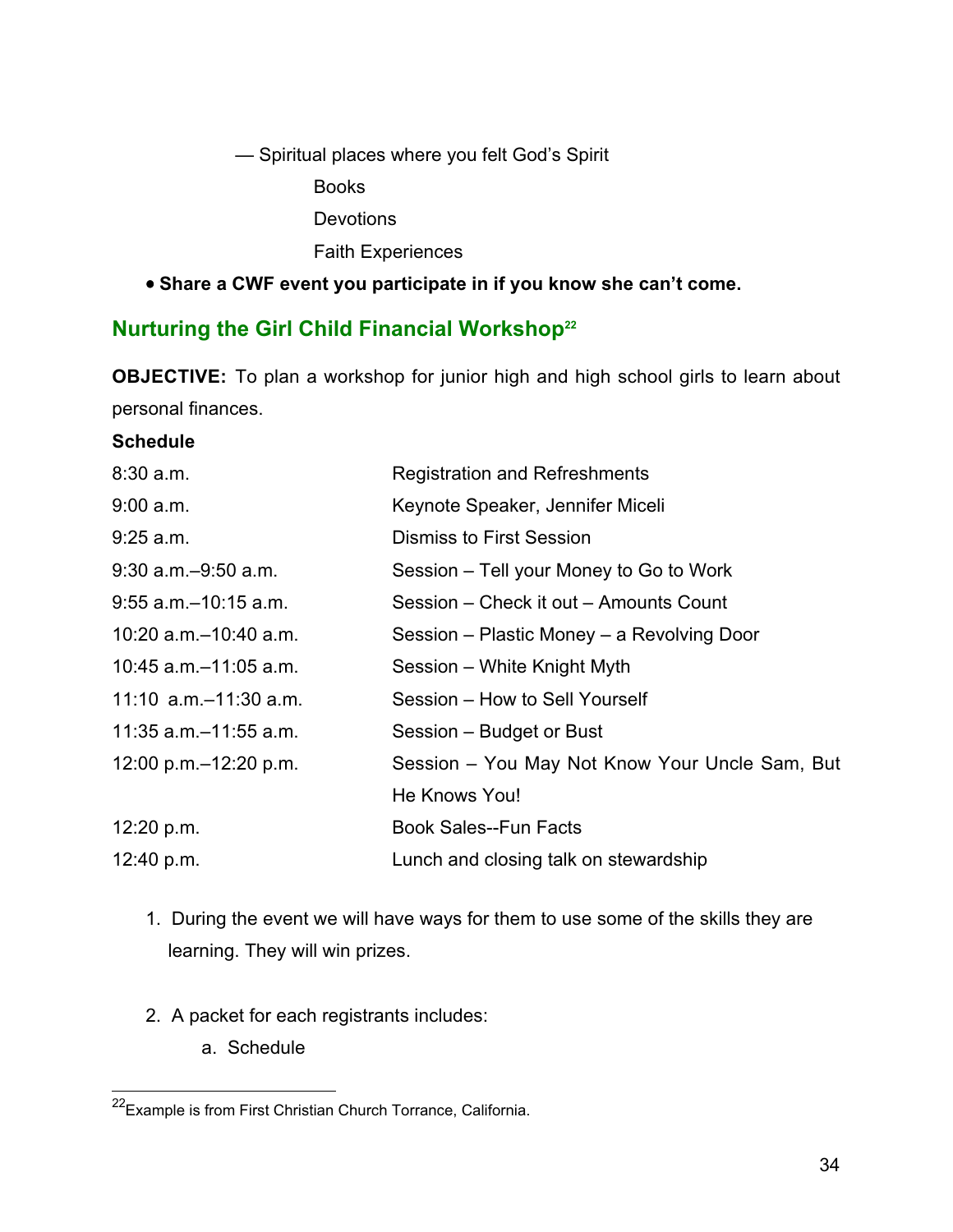— Spiritual places where you felt God's Spirit

Books

Devotions

Faith Experiences

- **Share a CWF event you participate in if you know she can't come.**

## Nurturing the Girl Child Financial Workshop[22]

**OBJECTIVE:** To plan a workshop for junior high and high school girls to learn about personal finances.

**Schedule**

| | |
|---|---|
| 8:30 a.m. | Registration and Refreshments |
| 9:00 a.m. | Keynote Speaker, Jennifer Miceli |
| 9:25 a.m. | Dismiss to First Session |
| 9:30 a.m.–9:50 a.m. | Session – Tell your Money to Go to Work |
| 9:55 a.m.–10:15 a.m. | Session – Check it out – Amounts Count |
| 10:20 a.m.–10:40 a.m. | Session – Plastic Money – a Revolving Door |
| 10:45 a.m.–11:05 a.m. | Session – White Knight Myth |
| 11:10 a.m.–11:30 a.m. | Session – How to Sell Yourself |
| 11:35 a.m.–11:55 a.m. | Session – Budget or Bust |
| 12:00 p.m.–12:20 p.m. | Session – You May Not Know Your Uncle Sam, But He Knows You! |
| 12:20 p.m. | Book Sales--Fun Facts |
| 12:40 p.m. | Lunch and closing talk on stewardship |

1. During the event we will have ways for them to use some of the skills they are learning. They will win prizes.

2. A packet for each registrants includes:
   a. Schedule

---

[22] Example is from First Christian Church Torrance, California.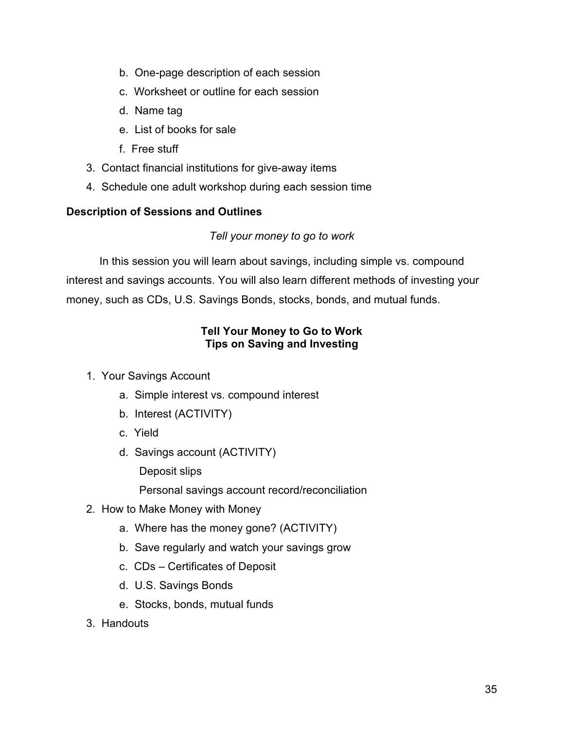b. One-page description of each session
   c. Worksheet or outline for each session
   d. Name tag
   e. List of books for sale
   f. Free stuff
3. Contact financial institutions for give-away items
4. Schedule one adult workshop during each session time

**Description of Sessions and Outlines**

*Tell your money to go to work*

In this session you will learn about savings, including simple vs. compound interest and savings accounts. You will also learn different methods of investing your money, such as CDs, U.S. Savings Bonds, stocks, bonds, and mutual funds.

**Tell Your Money to Go to Work**
**Tips on Saving and Investing**

1. Your Savings Account
   a. Simple interest vs. compound interest
   b. Interest (ACTIVITY)
   c. Yield
   d. Savings account (ACTIVITY)
      Deposit slips
      Personal savings account record/reconciliation
2. How to Make Money with Money
   a. Where has the money gone? (ACTIVITY)
   b. Save regularly and watch your savings grow
   c. CDs – Certificates of Deposit
   d. U.S. Savings Bonds
   e. Stocks, bonds, mutual funds
3. Handouts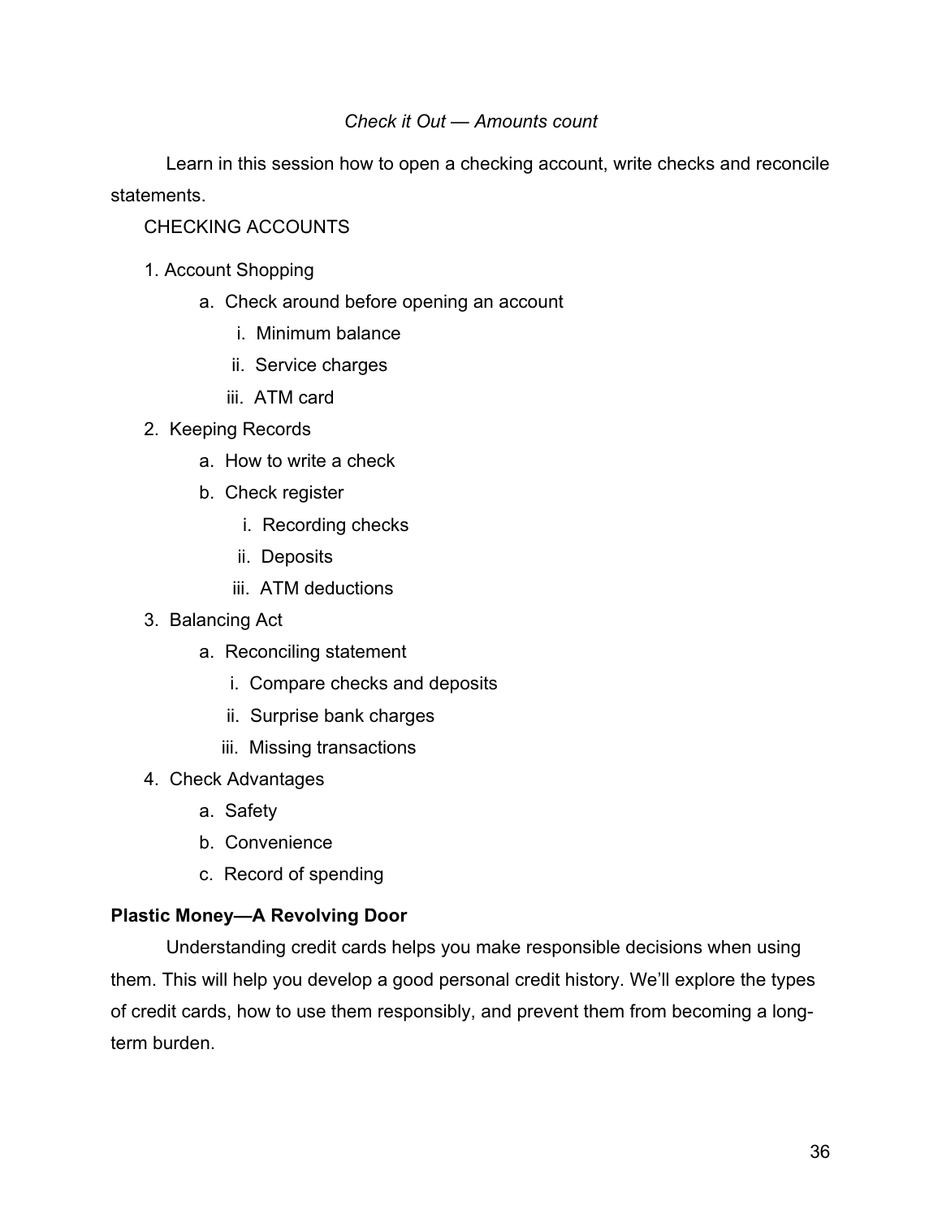*Check it Out — Amounts count*

Learn in this session how to open a checking account, write checks and reconcile statements.

CHECKING ACCOUNTS

1. Account Shopping
    a. Check around before opening an account
        i. Minimum balance
        ii. Service charges
        iii. ATM card
2. Keeping Records
    a. How to write a check
    b. Check register
        i. Recording checks
        ii. Deposits
        iii. ATM deductions
3. Balancing Act
    a. Reconciling statement
        i. Compare checks and deposits
        ii. Surprise bank charges
        iii. Missing transactions
4. Check Advantages
    a. Safety
    b. Convenience
    c. Record of spending

**Plastic Money—A Revolving Door**

Understanding credit cards helps you make responsible decisions when using them. This will help you develop a good personal credit history. We'll explore the types of credit cards, how to use them responsibly, and prevent them from becoming a long-term burden.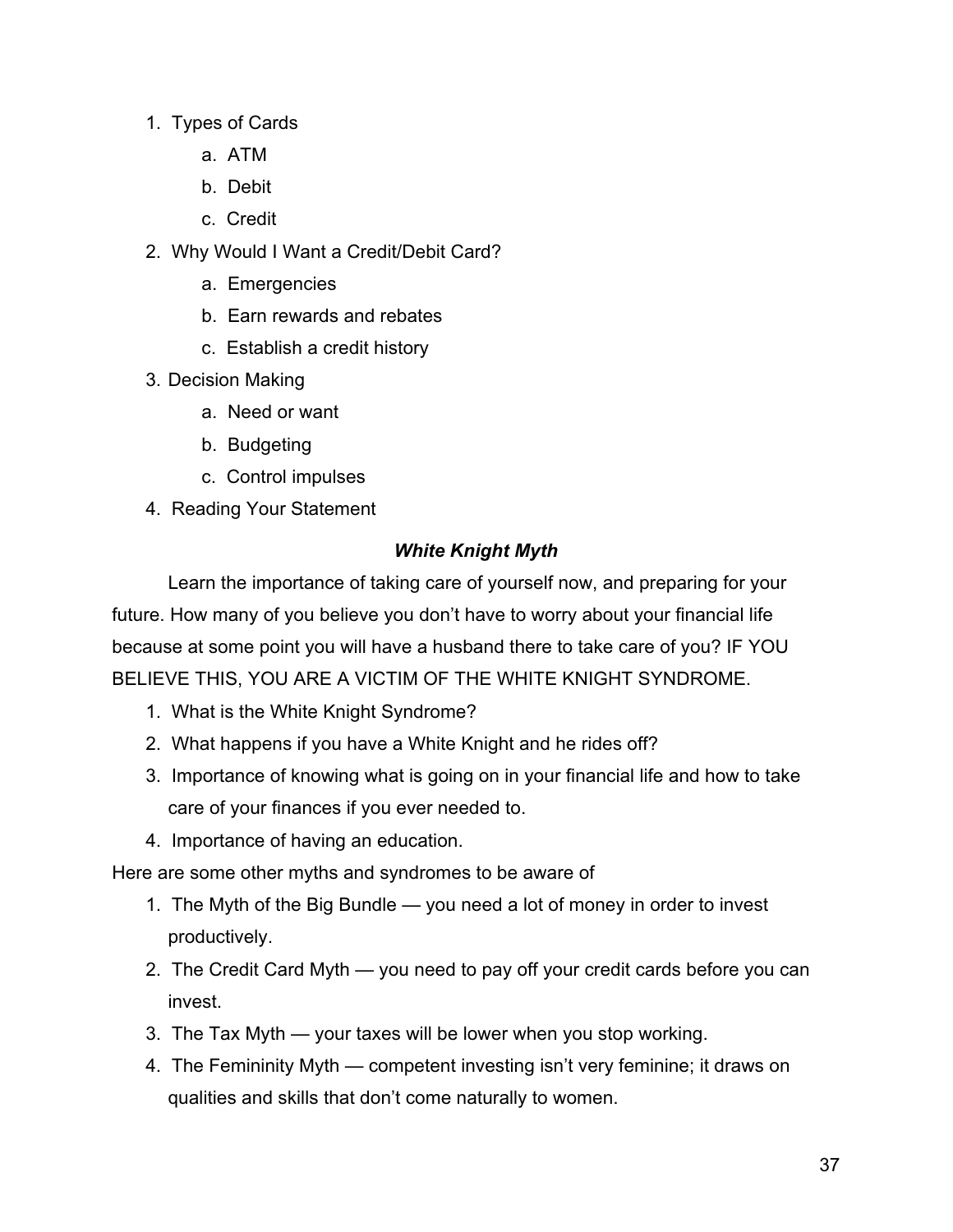1. Types of Cards
    a. ATM
    b. Debit
    c. Credit
2. Why Would I Want a Credit/Debit Card?
    a. Emergencies
    b. Earn rewards and rebates
    c. Establish a credit history
3. Decision Making
    a. Need or want
    b. Budgeting
    c. Control impulses
4. Reading Your Statement

### *White Knight Myth*

Learn the importance of taking care of yourself now, and preparing for your future. How many of you believe you don't have to worry about your financial life because at some point you will have a husband there to take care of you? IF YOU BELIEVE THIS, YOU ARE A VICTIM OF THE WHITE KNIGHT SYNDROME.

1. What is the White Knight Syndrome?
2. What happens if you have a White Knight and he rides off?
3. Importance of knowing what is going on in your financial life and how to take care of your finances if you ever needed to.
4. Importance of having an education.

Here are some other myths and syndromes to be aware of

1. The Myth of the Big Bundle — you need a lot of money in order to invest productively.
2. The Credit Card Myth — you need to pay off your credit cards before you can invest.
3. The Tax Myth — your taxes will be lower when you stop working.
4. The Femininity Myth — competent investing isn't very feminine; it draws on qualities and skills that don't come naturally to women.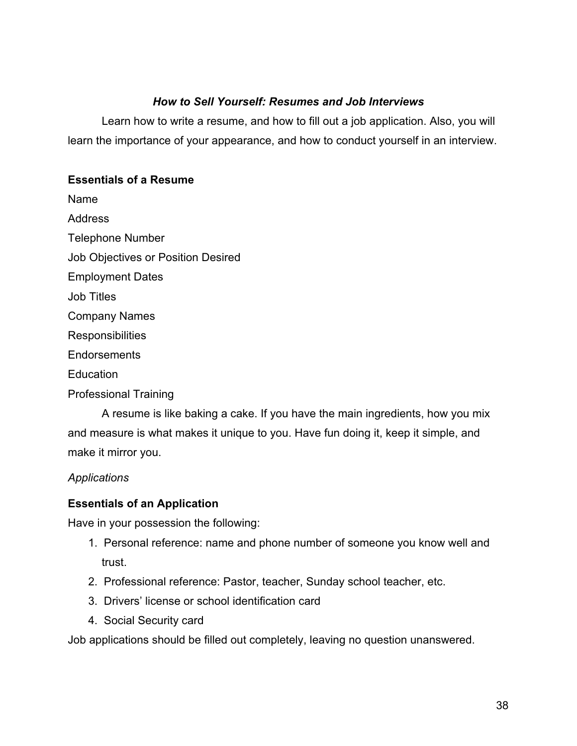### *How to Sell Yourself: Resumes and Job Interviews*

Learn how to write a resume, and how to fill out a job application. Also, you will learn the importance of your appearance, and how to conduct yourself in an interview.

**Essentials of a Resume**

Name

Address

Telephone Number

Job Objectives or Position Desired

Employment Dates

Job Titles

Company Names

Responsibilities

Endorsements

Education

Professional Training

A resume is like baking a cake. If you have the main ingredients, how you mix and measure is what makes it unique to you. Have fun doing it, keep it simple, and make it mirror you.

*Applications*

**Essentials of an Application**

Have in your possession the following:

1. Personal reference: name and phone number of someone you know well and trust.
2. Professional reference: Pastor, teacher, Sunday school teacher, etc.
3. Drivers' license or school identification card
4. Social Security card

Job applications should be filled out completely, leaving no question unanswered.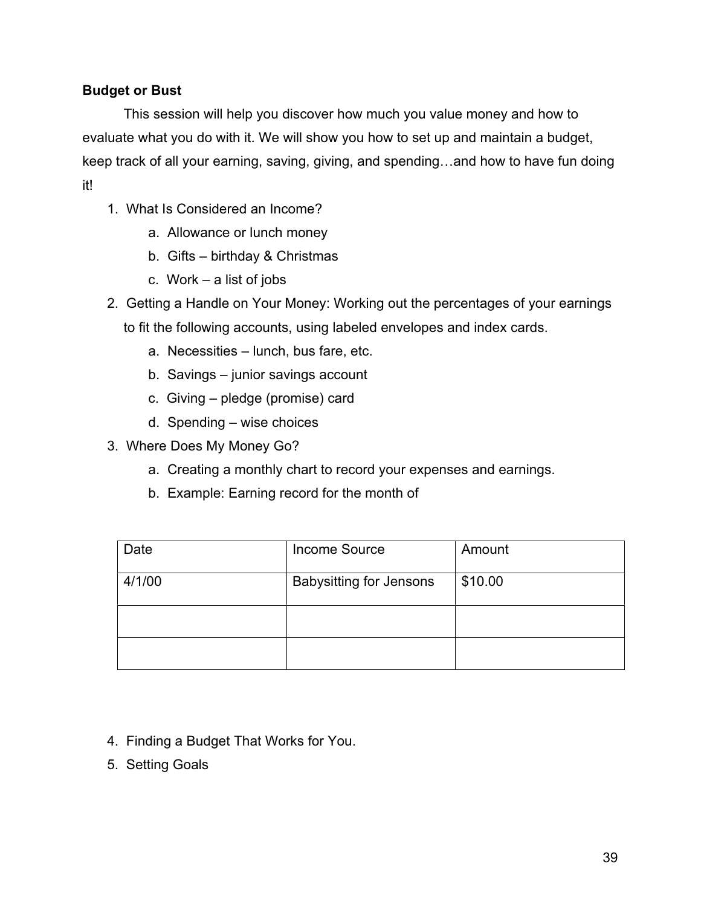**Budget or Bust**

This session will help you discover how much you value money and how to evaluate what you do with it. We will show you how to set up and maintain a budget, keep track of all your earning, saving, giving, and spending…and how to have fun doing it!

1. What Is Considered an Income?
   a. Allowance or lunch money
   b. Gifts – birthday & Christmas
   c. Work – a list of jobs
2. Getting a Handle on Your Money: Working out the percentages of your earnings to fit the following accounts, using labeled envelopes and index cards.
   a. Necessities – lunch, bus fare, etc.
   b. Savings – junior savings account
   c. Giving – pledge (promise) card
   d. Spending – wise choices
3. Where Does My Money Go?
   a. Creating a monthly chart to record your expenses and earnings.
   b. Example: Earning record for the month of

| Date | Income Source | Amount |
|---|---|---|
| 4/1/00 | Babysitting for Jensons | $10.00 |
| | | |
| | | |

4. Finding a Budget That Works for You.
5. Setting Goals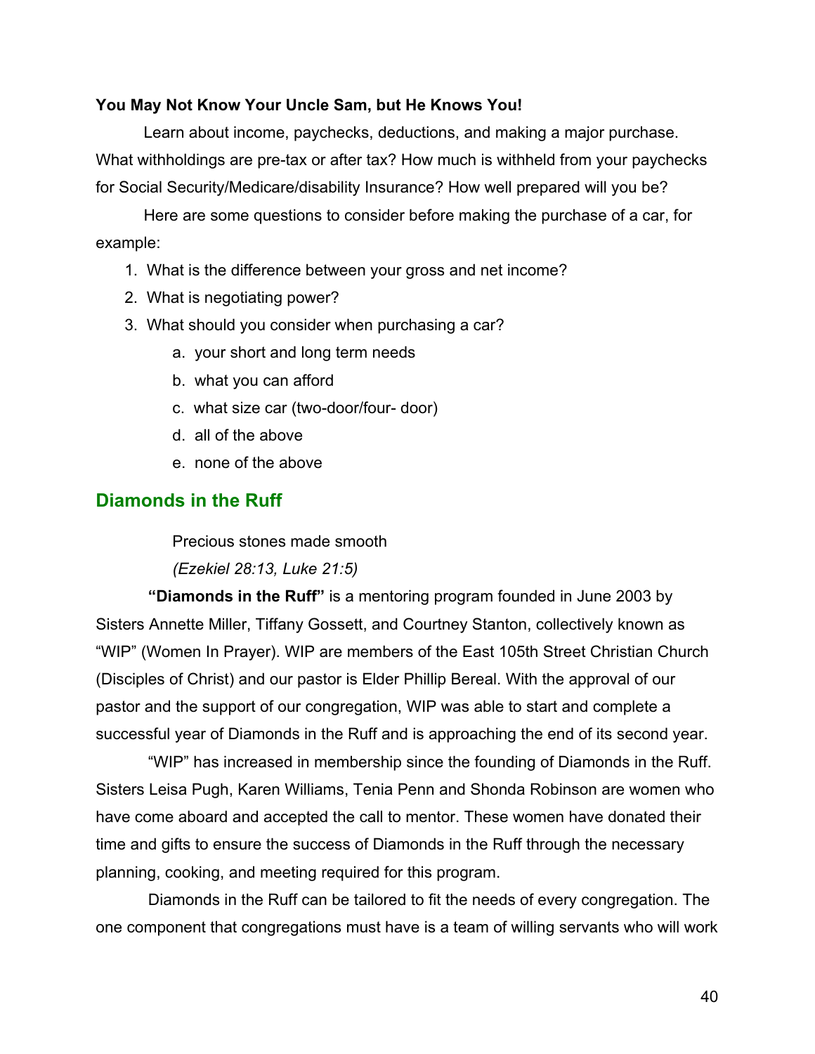**You May Not Know Your Uncle Sam, but He Knows You!**

Learn about income, paychecks, deductions, and making a major purchase. What withholdings are pre-tax or after tax? How much is withheld from your paychecks for Social Security/Medicare/disability Insurance? How well prepared will you be?

Here are some questions to consider before making the purchase of a car, for example:

1. What is the difference between your gross and net income?
2. What is negotiating power?
3. What should you consider when purchasing a car?
    a. your short and long term needs
    b. what you can afford
    c. what size car (two-door/four- door)
    d. all of the above
    e. none of the above

## Diamonds in the Ruff

Precious stones made smooth
*(Ezekiel 28:13, Luke 21:5)*

**"Diamonds in the Ruff"** is a mentoring program founded in June 2003 by Sisters Annette Miller, Tiffany Gossett, and Courtney Stanton, collectively known as "WIP" (Women In Prayer). WIP are members of the East 105th Street Christian Church (Disciples of Christ) and our pastor is Elder Phillip Bereal. With the approval of our pastor and the support of our congregation, WIP was able to start and complete a successful year of Diamonds in the Ruff and is approaching the end of its second year.

"WIP" has increased in membership since the founding of Diamonds in the Ruff. Sisters Leisa Pugh, Karen Williams, Tenia Penn and Shonda Robinson are women who have come aboard and accepted the call to mentor. These women have donated their time and gifts to ensure the success of Diamonds in the Ruff through the necessary planning, cooking, and meeting required for this program.

Diamonds in the Ruff can be tailored to fit the needs of every congregation. The one component that congregations must have is a team of willing servants who will work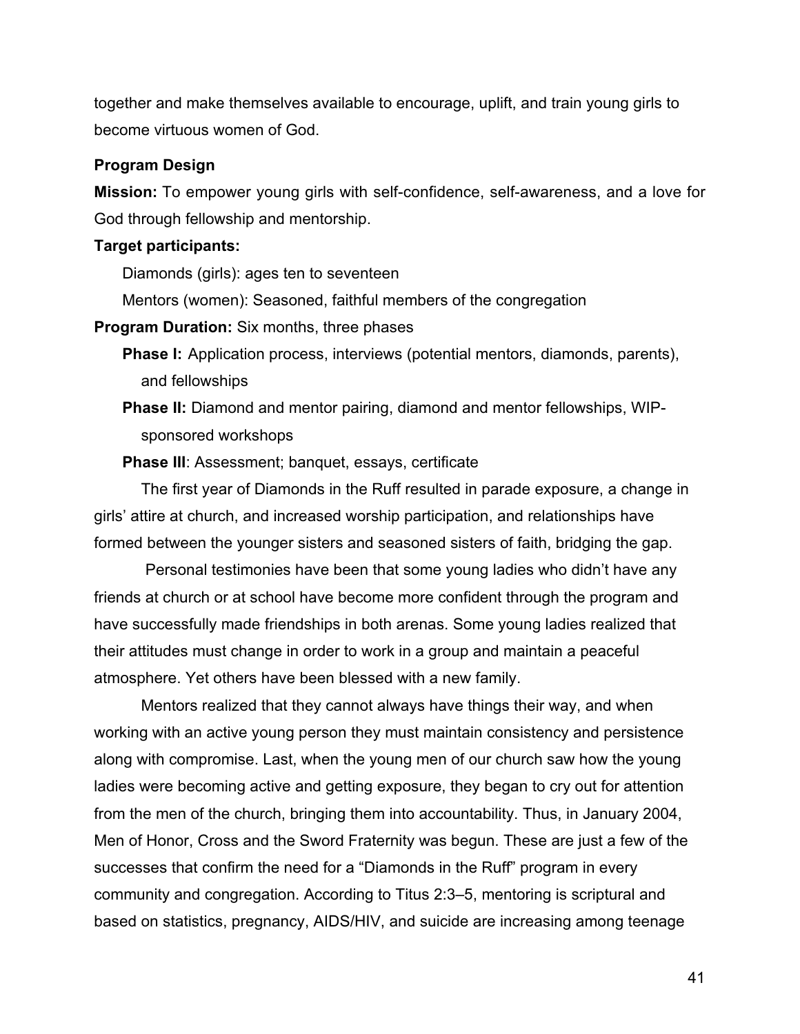together and make themselves available to encourage, uplift, and train young girls to become virtuous women of God.

**Program Design**

**Mission:** To empower young girls with self-confidence, self-awareness, and a love for God through fellowship and mentorship.

**Target participants:**

Diamonds (girls): ages ten to seventeen

Mentors (women): Seasoned, faithful members of the congregation

**Program Duration:** Six months, three phases

**Phase I:** Application process, interviews (potential mentors, diamonds, parents), and fellowships

**Phase II:** Diamond and mentor pairing, diamond and mentor fellowships, WIP-sponsored workshops

**Phase III**: Assessment; banquet, essays, certificate

The first year of Diamonds in the Ruff resulted in parade exposure, a change in girls' attire at church, and increased worship participation, and relationships have formed between the younger sisters and seasoned sisters of faith, bridging the gap.

Personal testimonies have been that some young ladies who didn't have any friends at church or at school have become more confident through the program and have successfully made friendships in both arenas. Some young ladies realized that their attitudes must change in order to work in a group and maintain a peaceful atmosphere. Yet others have been blessed with a new family.

Mentors realized that they cannot always have things their way, and when working with an active young person they must maintain consistency and persistence along with compromise. Last, when the young men of our church saw how the young ladies were becoming active and getting exposure, they began to cry out for attention from the men of the church, bringing them into accountability. Thus, in January 2004, Men of Honor, Cross and the Sword Fraternity was begun. These are just a few of the successes that confirm the need for a "Diamonds in the Ruff" program in every community and congregation. According to Titus 2:3–5, mentoring is scriptural and based on statistics, pregnancy, AIDS/HIV, and suicide are increasing among teenage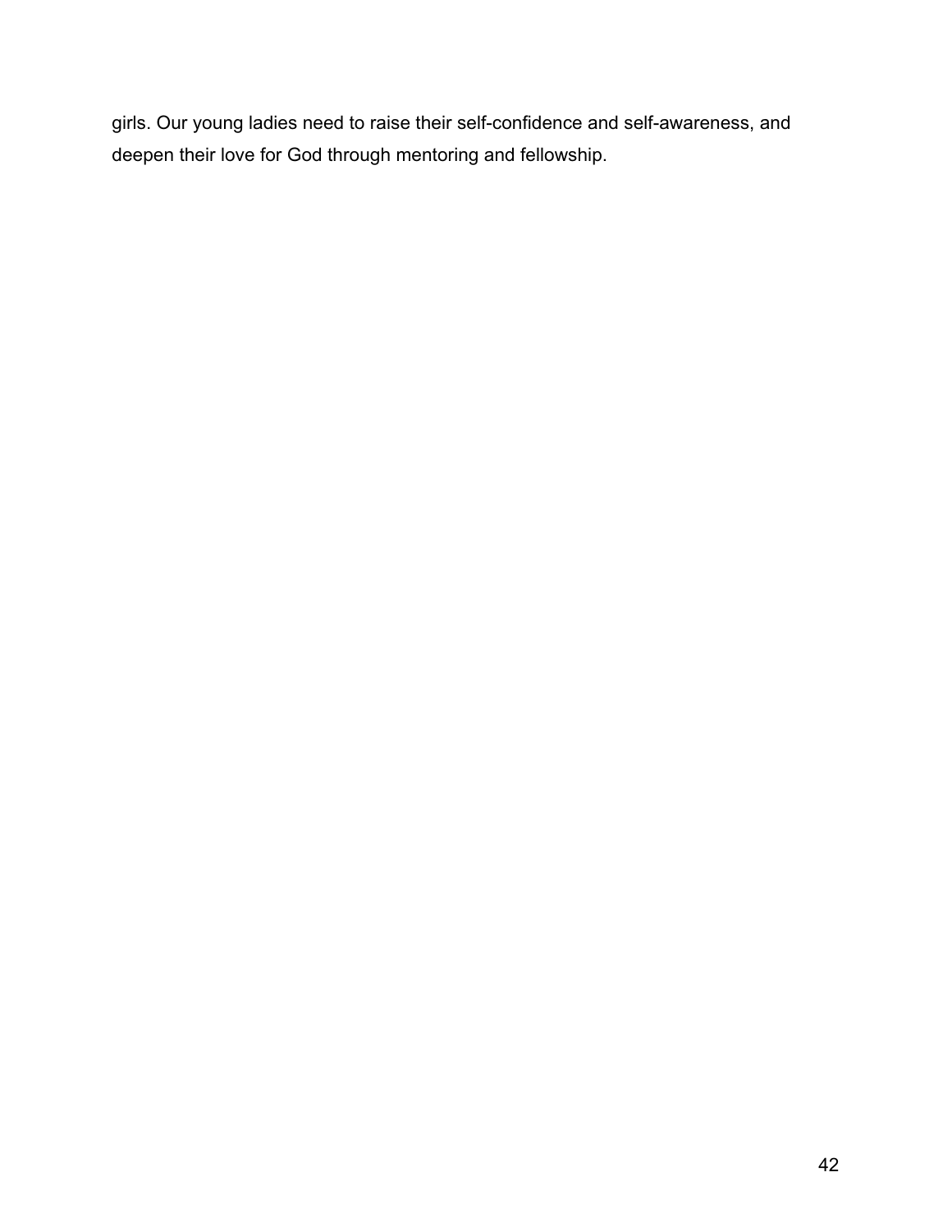girls. Our young ladies need to raise their self-confidence and self-awareness, and deepen their love for God through mentoring and fellowship.